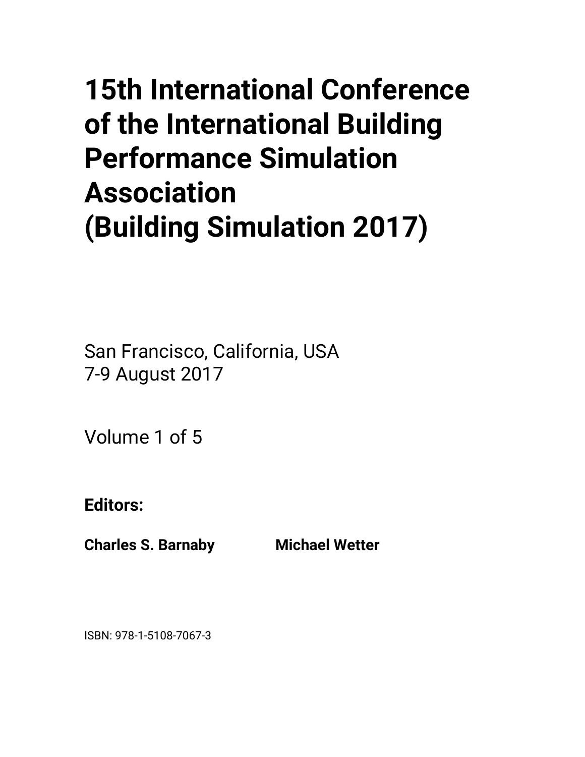# 15th International Conference of the International Building Performance Simulation Association (Building Simulation 2017)

San Francisco, California, USA
7-9 August 2017

Volume 1 of 5

**Editors:**

**Charles S. Barnaby** **Michael Wetter**

ISBN: 978-1-5108-7067-3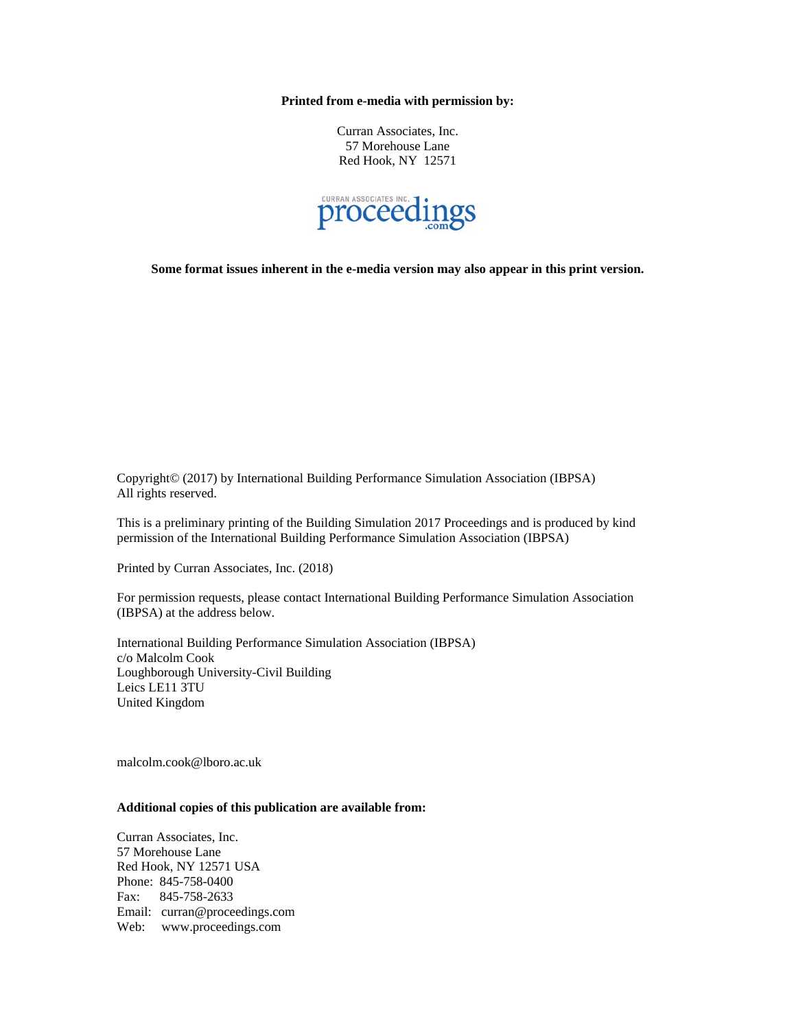**Printed from e-media with permission by:**

Curran Associates, Inc.
57 Morehouse Lane
Red Hook, NY 12571

CURRAN ASSOCIATES INC. proceedings .com

**Some format issues inherent in the e-media version may also appear in this print version.**

Copyright© (2017) by International Building Performance Simulation Association (IBPSA)
All rights reserved.

This is a preliminary printing of the Building Simulation 2017 Proceedings and is produced by kind permission of the International Building Performance Simulation Association (IBPSA)

Printed by Curran Associates, Inc. (2018)

For permission requests, please contact International Building Performance Simulation Association (IBPSA) at the address below.

International Building Performance Simulation Association (IBPSA)
c/o Malcolm Cook
Loughborough University-Civil Building
Leics LE11 3TU
United Kingdom

malcolm.cook@lboro.ac.uk

**Additional copies of this publication are available from:**

Curran Associates, Inc.
57 Morehouse Lane
Red Hook, NY 12571 USA
Phone: 845-758-0400
Fax: 845-758-2633
Email: curran@proceedings.com
Web: www.proceedings.com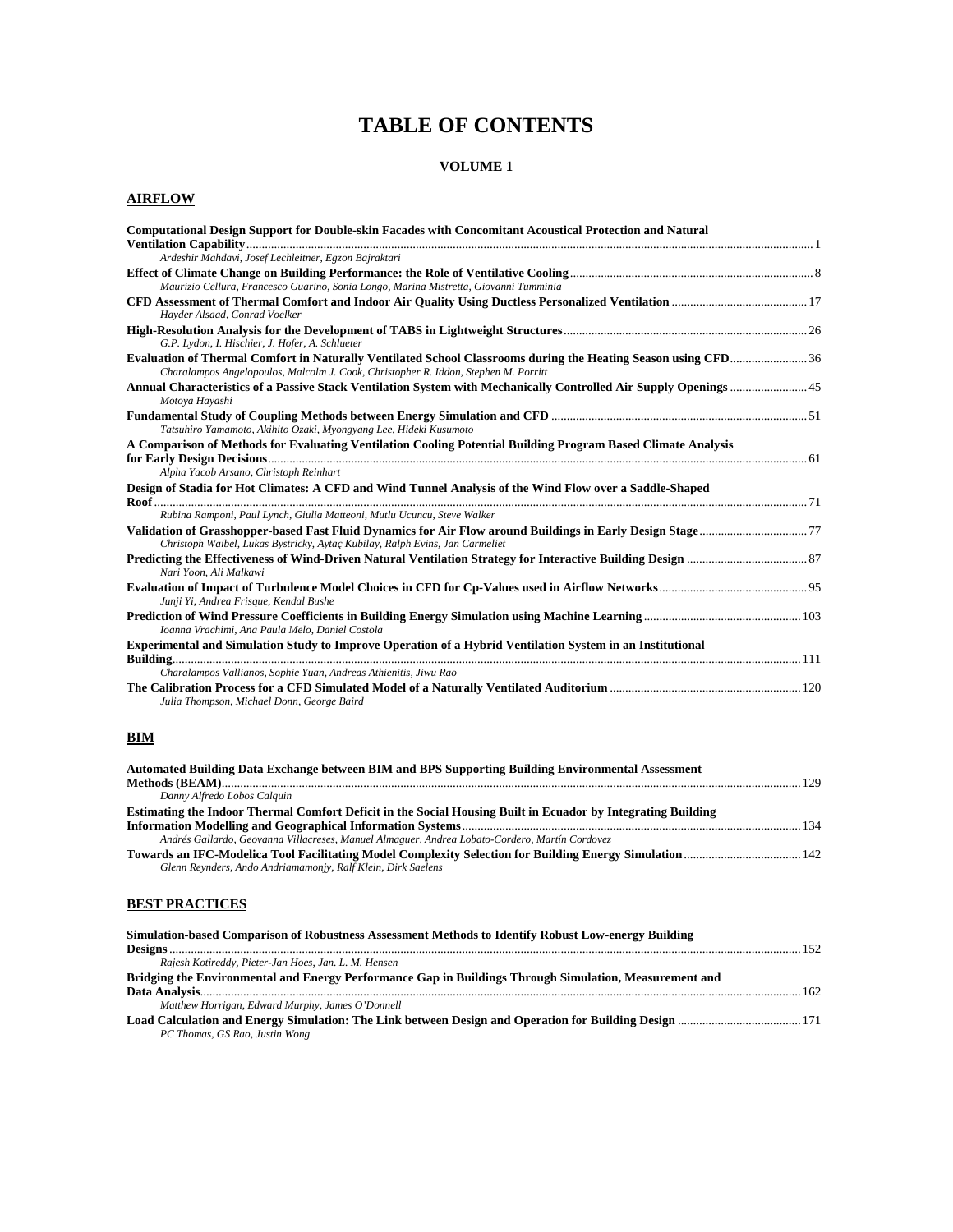# TABLE OF CONTENTS

## VOLUME 1

### AIRFLOW

**Computational Design Support for Double-skin Facades with Concomitant Acoustical Protection and Natural Ventilation Capability** ........ 1
*Ardeshir Mahdavi, Josef Lechleitner, Egzon Bajraktari*

**Effect of Climate Change on Building Performance: the Role of Ventilative Cooling** ........ 8
*Maurizio Cellura, Francesco Guarino, Sonia Longo, Marina Mistretta, Giovanni Tumminia*

**CFD Assessment of Thermal Comfort and Indoor Air Quality Using Ductless Personalized Ventilation** ........ 17
*Hayder Alsaad, Conrad Voelker*

**High-Resolution Analysis for the Development of TABS in Lightweight Structures** ........ 26
*G.P. Lydon, I. Hischier, J. Hofer, A. Schlueter*

**Evaluation of Thermal Comfort in Naturally Ventilated School Classrooms during the Heating Season using CFD** ........ 36
*Charalampos Angelopoulos, Malcolm J. Cook, Christopher R. Iddon, Stephen M. Porritt*

**Annual Characteristics of a Passive Stack Ventilation System with Mechanically Controlled Air Supply Openings** ........ 45
*Motoya Hayashi*

**Fundamental Study of Coupling Methods between Energy Simulation and CFD** ........ 51
*Tatsuhiro Yamamoto, Akihito Ozaki, Myongyang Lee, Hideki Kusumoto*

**A Comparison of Methods for Evaluating Ventilation Cooling Potential Building Program Based Climate Analysis for Early Design Decisions** ........ 61
*Alpha Yacob Arsano, Christoph Reinhart*

**Design of Stadia for Hot Climates: A CFD and Wind Tunnel Analysis of the Wind Flow over a Saddle-Shaped Roof** ........ 71
*Rubina Ramponi, Paul Lynch, Giulia Matteoni, Mutlu Ucuncu, Steve Walker*

**Validation of Grasshopper-based Fast Fluid Dynamics for Air Flow around Buildings in Early Design Stage** ........ 77
*Christoph Waibel, Lukas Bystricky, Aytaç Kubilay, Ralph Evins, Jan Carmeliet*

**Predicting the Effectiveness of Wind-Driven Natural Ventilation Strategy for Interactive Building Design** ........ 87
*Nari Yoon, Ali Malkawi*

**Evaluation of Impact of Turbulence Model Choices in CFD for Cp-Values used in Airflow Networks** ........ 95
*Junji Yi, Andrea Frisque, Kendal Bushe*

**Prediction of Wind Pressure Coefficients in Building Energy Simulation using Machine Learning** ........ 103
*Ioanna Vrachimi, Ana Paula Melo, Daniel Costola*

**Experimental and Simulation Study to Improve Operation of a Hybrid Ventilation System in an Institutional Building** ........ 111
*Charalampos Vallianos, Sophie Yuan, Andreas Athienitis, Jiwu Rao*

**The Calibration Process for a CFD Simulated Model of a Naturally Ventilated Auditorium** ........ 120
*Julia Thompson, Michael Donn, George Baird*

### BIM

**Automated Building Data Exchange between BIM and BPS Supporting Building Environmental Assessment Methods (BEAM)** ........ 129
*Danny Alfredo Lobos Calquin*

**Estimating the Indoor Thermal Comfort Deficit in the Social Housing Built in Ecuador by Integrating Building Information Modelling and Geographical Information Systems** ........ 134
*Andrés Gallardo, Geovanna Villacreses, Manuel Almaguer, Andrea Lobato-Cordero, Martín Cordovez*

**Towards an IFC-Modelica Tool Facilitating Model Complexity Selection for Building Energy Simulation** ........ 142
*Glenn Reynders, Ando Andriamamonjy, Ralf Klein, Dirk Saelens*

### BEST PRACTICES

**Simulation-based Comparison of Robustness Assessment Methods to Identify Robust Low-energy Building Designs** ........ 152
*Rajesh Kotireddy, Pieter-Jan Hoes, Jan. L. M. Hensen*

**Bridging the Environmental and Energy Performance Gap in Buildings Through Simulation, Measurement and Data Analysis** ........ 162
*Matthew Horrigan, Edward Murphy, James O'Donnell*

**Load Calculation and Energy Simulation: The Link between Design and Operation for Building Design** ........ 171
*PC Thomas, GS Rao, Justin Wong*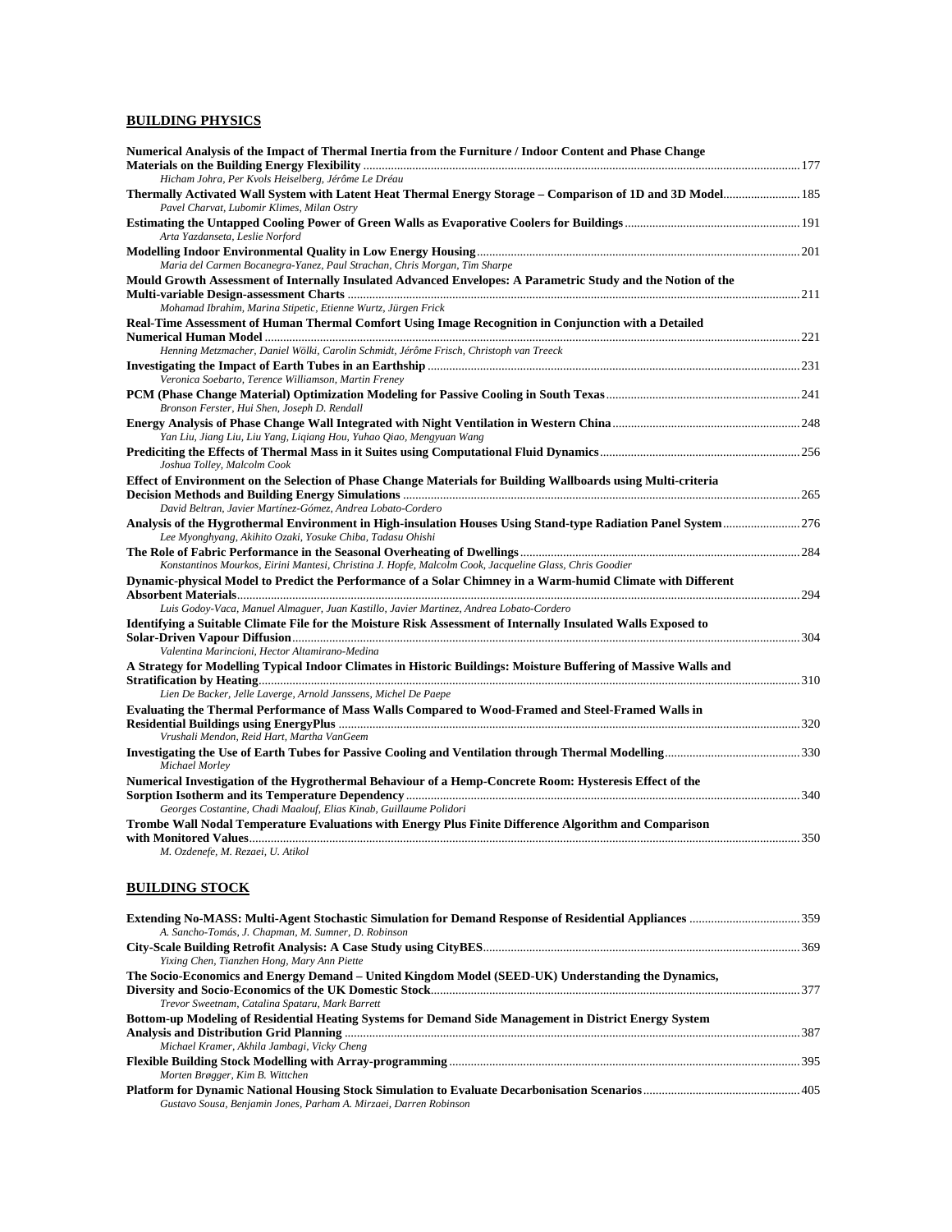## BUILDING PHYSICS

**Numerical Analysis of the Impact of Thermal Inertia from the Furniture / Indoor Content and Phase Change Materials on the Building Energy Flexibility** ............ 177
*Hicham Johra, Per Kvols Heiselberg, Jérôme Le Dréau*

**Thermally Activated Wall System with Latent Heat Thermal Energy Storage – Comparison of 1D and 3D Model** ............ 185
*Pavel Charvat, Lubomir Klimes, Milan Ostry*

**Estimating the Untapped Cooling Power of Green Walls as Evaporative Coolers for Buildings** ............ 191
*Arta Yazdanseta, Leslie Norford*

**Modelling Indoor Environmental Quality in Low Energy Housing** ............ 201
*Maria del Carmen Bocanegra-Yanez, Paul Strachan, Chris Morgan, Tim Sharpe*

**Mould Growth Assessment of Internally Insulated Advanced Envelopes: A Parametric Study and the Notion of the Multi-variable Design-assessment Charts** ............ 211
*Mohamad Ibrahim, Marina Stipetic, Etienne Wurtz, Jürgen Frick*

**Real-Time Assessment of Human Thermal Comfort Using Image Recognition in Conjunction with a Detailed Numerical Human Model** ............ 221
*Henning Metzmacher, Daniel Wölki, Carolin Schmidt, Jérôme Frisch, Christoph van Treeck*

**Investigating the Impact of Earth Tubes in an Earthship** ............ 231
*Veronica Soebarto, Terence Williamson, Martin Freney*

**PCM (Phase Change Material) Optimization Modeling for Passive Cooling in South Texas** ............ 241
*Bronson Ferster, Hui Shen, Joseph D. Rendall*

**Energy Analysis of Phase Change Wall Integrated with Night Ventilation in Western China** ............ 248
*Yan Liu, Jiang Liu, Liu Yang, Liqiang Hou, Yuhao Qiao, Mengyuan Wang*

**Prediciting the Effects of Thermal Mass in it Suites using Computational Fluid Dynamics** ............ 256
*Joshua Tolley, Malcolm Cook*

**Effect of Environment on the Selection of Phase Change Materials for Building Wallboards using Multi-criteria Decision Methods and Building Energy Simulations** ............ 265
*David Beltran, Javier Martínez-Gómez, Andrea Lobato-Cordero*

**Analysis of the Hygrothermal Environment in High-insulation Houses Using Stand-type Radiation Panel System** ............ 276
*Lee Myonghyang, Akihito Ozaki, Yosuke Chiba, Tadasu Ohishi*

**The Role of Fabric Performance in the Seasonal Overheating of Dwellings** ............ 284
*Konstantinos Mourkos, Eirini Mantesi, Christina J. Hopfe, Malcolm Cook, Jacqueline Glass, Chris Goodier*

**Dynamic-physical Model to Predict the Performance of a Solar Chimney in a Warm-humid Climate with Different Absorbent Materials** ............ 294
*Luis Godoy-Vaca, Manuel Almaguer, Juan Kastillo, Javier Martinez, Andrea Lobato-Cordero*

**Identifying a Suitable Climate File for the Moisture Risk Assessment of Internally Insulated Walls Exposed to Solar-Driven Vapour Diffusion** ............ 304
*Valentina Marincioni, Hector Altamirano-Medina*

**A Strategy for Modelling Typical Indoor Climates in Historic Buildings: Moisture Buffering of Massive Walls and Stratification by Heating** ............ 310
*Lien De Backer, Jelle Laverge, Arnold Janssens, Michel De Paepe*

**Evaluating the Thermal Performance of Mass Walls Compared to Wood-Framed and Steel-Framed Walls in Residential Buildings using EnergyPlus** ............ 320
*Vrushali Mendon, Reid Hart, Martha VanGeem*

**Investigating the Use of Earth Tubes for Passive Cooling and Ventilation through Thermal Modelling** ............ 330
*Michael Morley*

**Numerical Investigation of the Hygrothermal Behaviour of a Hemp-Concrete Room: Hysteresis Effect of the Sorption Isotherm and its Temperature Dependency** ............ 340
*Georges Costantine, Chadi Maalouf, Elias Kinab, Guillaume Polidori*

**Trombe Wall Nodal Temperature Evaluations with Energy Plus Finite Difference Algorithm and Comparison with Monitored Values** ............ 350
*M. Ozdenefe, M. Rezaei, U. Atikol*

## BUILDING STOCK

**Extending No-MASS: Multi-Agent Stochastic Simulation for Demand Response of Residential Appliances** ............ 359
*A. Sancho-Tomás, J. Chapman, M. Sumner, D. Robinson*

**City-Scale Building Retrofit Analysis: A Case Study using CityBES** ............ 369
*Yixing Chen, Tianzhen Hong, Mary Ann Piette*

**The Socio-Economics and Energy Demand – United Kingdom Model (SEED-UK) Understanding the Dynamics, Diversity and Socio-Economics of the UK Domestic Stock** ............ 377
*Trevor Sweetnam, Catalina Spataru, Mark Barrett*

**Bottom-up Modeling of Residential Heating Systems for Demand Side Management in District Energy System Analysis and Distribution Grid Planning** ............ 387
*Michael Kramer, Akhila Jambagi, Vicky Cheng*

**Flexible Building Stock Modelling with Array-programming** ............ 395
*Morten Brøgger, Kim B. Wittchen*

**Platform for Dynamic National Housing Stock Simulation to Evaluate Decarbonisation Scenarios** ............ 405
*Gustavo Sousa, Benjamin Jones, Parham A. Mirzaei, Darren Robinson*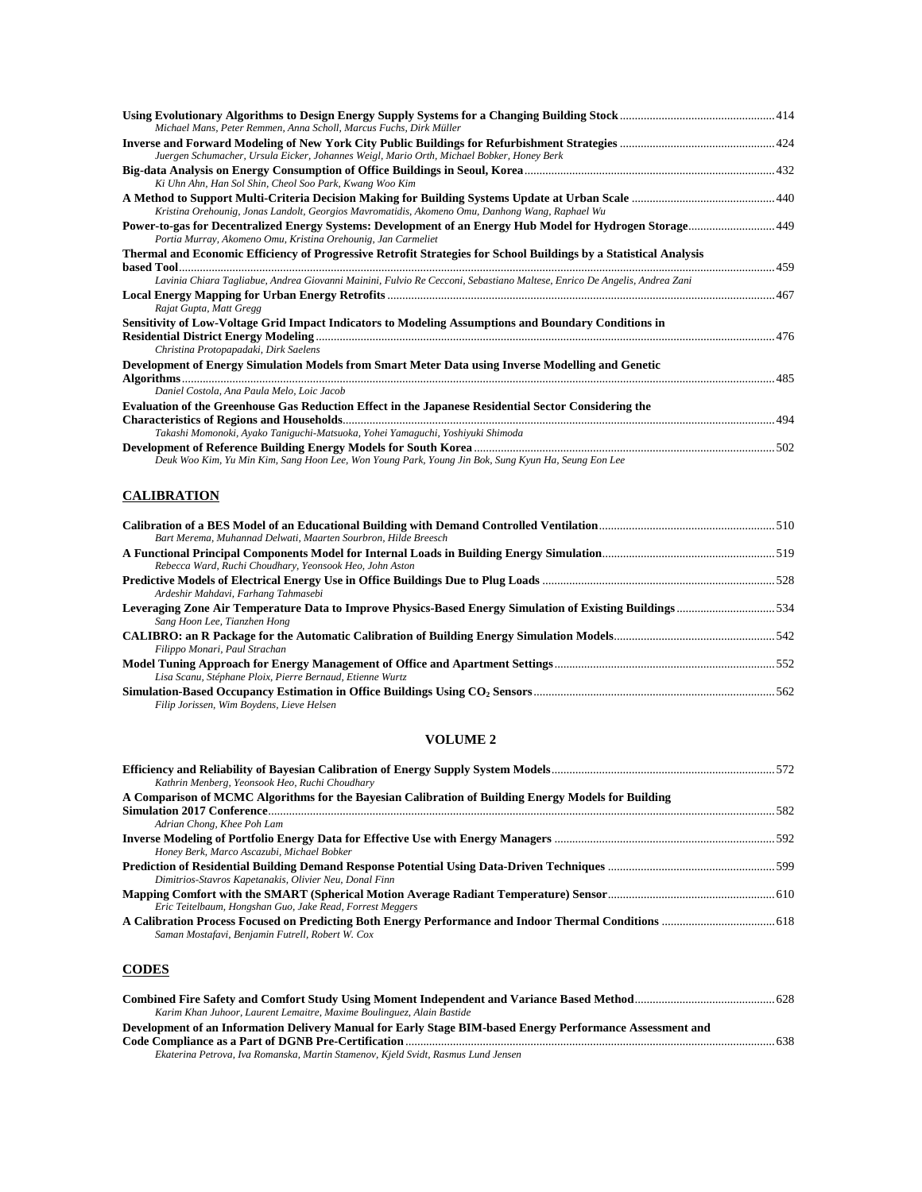**Using Evolutionary Algorithms to Design Energy Supply Systems for a Changing Building Stock** ........ 414
*Michael Mans, Peter Remmen, Anna Scholl, Marcus Fuchs, Dirk Müller*

**Inverse and Forward Modeling of New York City Public Buildings for Refurbishment Strategies** ........ 424
*Juergen Schumacher, Ursula Eicker, Johannes Weigl, Mario Orth, Michael Bobker, Honey Berk*

**Big-data Analysis on Energy Consumption of Office Buildings in Seoul, Korea** ........ 432
*Ki Uhn Ahn, Han Sol Shin, Cheol Soo Park, Kwang Woo Kim*

**A Method to Support Multi-Criteria Decision Making for Building Systems Update at Urban Scale** ........ 440
*Kristina Orehounig, Jonas Landolt, Georgios Mavromatidis, Akomeno Omu, Danhong Wang, Raphael Wu*

**Power-to-gas for Decentralized Energy Systems: Development of an Energy Hub Model for Hydrogen Storage** ........ 449
*Portia Murray, Akomeno Omu, Kristina Orehounig, Jan Carmeliet*

**Thermal and Economic Efficiency of Progressive Retrofit Strategies for School Buildings by a Statistical Analysis based Tool** ........ 459
*Lavinia Chiara Tagliabue, Andrea Giovanni Mainini, Fulvio Re Cecconi, Sebastiano Maltese, Enrico De Angelis, Andrea Zani*

**Local Energy Mapping for Urban Energy Retrofits** ........ 467
*Rajat Gupta, Matt Gregg*

**Sensitivity of Low-Voltage Grid Impact Indicators to Modeling Assumptions and Boundary Conditions in Residential District Energy Modeling** ........ 476
*Christina Protopapadaki, Dirk Saelens*

**Development of Energy Simulation Models from Smart Meter Data using Inverse Modelling and Genetic Algorithms** ........ 485
*Daniel Costola, Ana Paula Melo, Loic Jacob*

**Evaluation of the Greenhouse Gas Reduction Effect in the Japanese Residential Sector Considering the Characteristics of Regions and Households** ........ 494
*Takashi Momonoki, Ayako Taniguchi-Matsuoka, Yohei Yamaguchi, Yoshiyuki Shimoda*

**Development of Reference Building Energy Models for South Korea** ........ 502
*Deuk Woo Kim, Yu Min Kim, Sang Hoon Lee, Won Young Park, Young Jin Bok, Sung Kyun Ha, Seung Eon Lee*

## CALIBRATION

**Calibration of a BES Model of an Educational Building with Demand Controlled Ventilation** ........ 510
*Bart Merema, Muhannad Delwati, Maarten Sourbron, Hilde Breesch*

**A Functional Principal Components Model for Internal Loads in Building Energy Simulation** ........ 519
*Rebecca Ward, Ruchi Choudhary, Yeonsook Heo, John Aston*

**Predictive Models of Electrical Energy Use in Office Buildings Due to Plug Loads** ........ 528
*Ardeshir Mahdavi, Farhang Tahmasebi*

**Leveraging Zone Air Temperature Data to Improve Physics-Based Energy Simulation of Existing Buildings** ........ 534
*Sang Hoon Lee, Tianzhen Hong*

**CALIBRO: an R Package for the Automatic Calibration of Building Energy Simulation Models** ........ 542
*Filippo Monari, Paul Strachan*

**Model Tuning Approach for Energy Management of Office and Apartment Settings** ........ 552
*Lisa Scanu, Stéphane Ploix, Pierre Bernaud, Etienne Wurtz*

**Simulation-Based Occupancy Estimation in Office Buildings Using $CO_2$ Sensors** ........ 562
*Filip Jorissen, Wim Boydens, Lieve Helsen*

## VOLUME 2

**Efficiency and Reliability of Bayesian Calibration of Energy Supply System Models** ........ 572
*Kathrin Menberg, Yeonsook Heo, Ruchi Choudhary*

**A Comparison of MCMC Algorithms for the Bayesian Calibration of Building Energy Models for Building Simulation 2017 Conference** ........ 582
*Adrian Chong, Khee Poh Lam*

**Inverse Modeling of Portfolio Energy Data for Effective Use with Energy Managers** ........ 592
*Honey Berk, Marco Ascazubi, Michael Bobker*

**Prediction of Residential Building Demand Response Potential Using Data-Driven Techniques** ........ 599
*Dimitrios-Stavros Kapetanakis, Olivier Neu, Donal Finn*

**Mapping Comfort with the SMART (Spherical Motion Average Radiant Temperature) Sensor** ........ 610
*Eric Teitelbaum, Hongshan Guo, Jake Read, Forrest Meggers*

**A Calibration Process Focused on Predicting Both Energy Performance and Indoor Thermal Conditions** ........ 618
*Saman Mostafavi, Benjamin Futrell, Robert W. Cox*

## CODES

**Combined Fire Safety and Comfort Study Using Moment Independent and Variance Based Method** ........ 628
*Karim Khan Juhoor, Laurent Lemaitre, Maxime Boulinguez, Alain Bastide*

**Development of an Information Delivery Manual for Early Stage BIM-based Energy Performance Assessment and Code Compliance as a Part of DGNB Pre-Certification** ........ 638
*Ekaterina Petrova, Iva Romanska, Martin Stamenov, Kjeld Svidt, Rasmus Lund Jensen*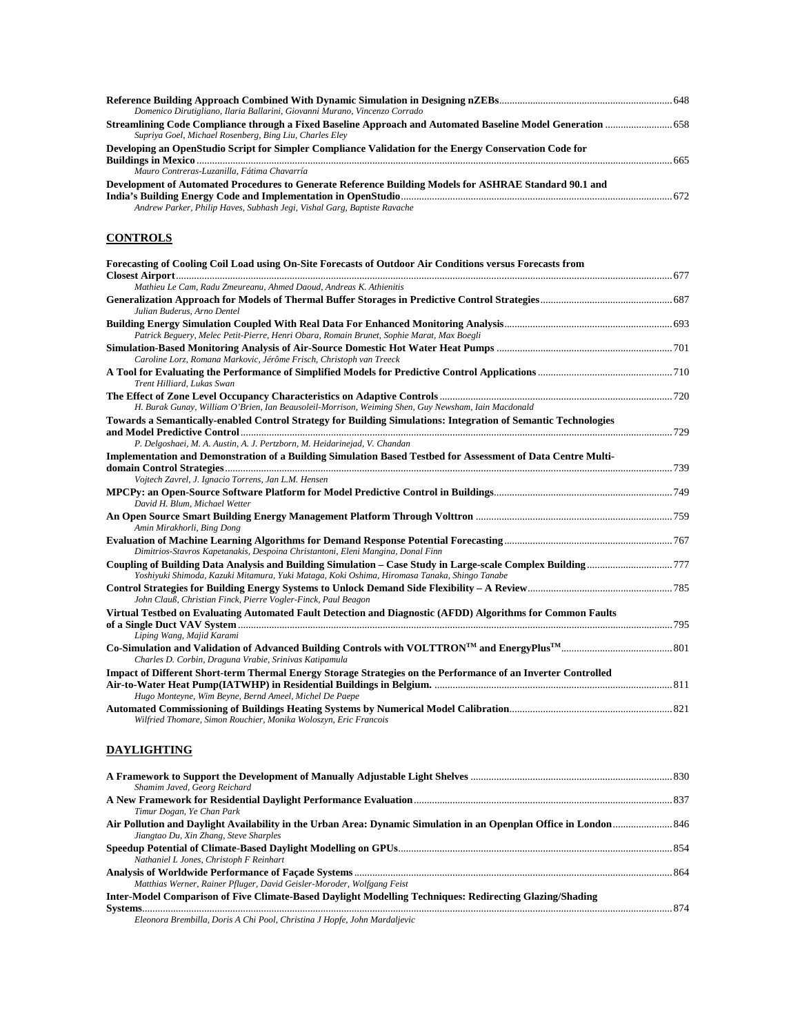**Reference Building Approach Combined With Dynamic Simulation in Designing nZEBs** ........ 648
*Domenico Dirutigliano, Ilaria Ballarini, Giovanni Murano, Vincenzo Corrado*

**Streamlining Code Compliance through a Fixed Baseline Approach and Automated Baseline Model Generation** ........ 658
*Supriya Goel, Michael Rosenberg, Bing Liu, Charles Eley*

**Developing an OpenStudio Script for Simpler Compliance Validation for the Energy Conservation Code for Buildings in Mexico** ........ 665
*Mauro Contreras-Luzanilla, Fátima Chavarría*

**Development of Automated Procedures to Generate Reference Building Models for ASHRAE Standard 90.1 and India's Building Energy Code and Implementation in OpenStudio** ........ 672
*Andrew Parker, Philip Haves, Subhash Jegi, Vishal Garg, Baptiste Ravache*

## CONTROLS

**Forecasting of Cooling Coil Load using On-Site Forecasts of Outdoor Air Conditions versus Forecasts from Closest Airport** ........ 677
*Mathieu Le Cam, Radu Zmeureanu, Ahmed Daoud, Andreas K. Athienitis*

**Generalization Approach for Models of Thermal Buffer Storages in Predictive Control Strategies** ........ 687
*Julian Buderus, Arno Dentel*

**Building Energy Simulation Coupled With Real Data For Enhanced Monitoring Analysis** ........ 693
*Patrick Beguery, Melec Petit-Pierre, Henri Obara, Romain Brunet, Sophie Marat, Max Boegli*

**Simulation-Based Monitoring Analysis of Air-Source Domestic Hot Water Heat Pumps** ........ 701
*Caroline Lorz, Romana Markovic, Jérôme Frisch, Christoph van Treeck*

**A Tool for Evaluating the Performance of Simplified Models for Predictive Control Applications** ........ 710
*Trent Hilliard, Lukas Swan*

**The Effect of Zone Level Occupancy Characteristics on Adaptive Controls** ........ 720
*H. Burak Gunay, William O'Brien, Ian Beausoleil-Morrison, Weiming Shen, Guy Newsham, Iain Macdonald*

**Towards a Semantically-enabled Control Strategy for Building Simulations: Integration of Semantic Technologies and Model Predictive Control** ........ 729
*P. Delgoshaei, M. A. Austin, A. J. Pertzborn, M. Heidarinejad, V. Chandan*

**Implementation and Demonstration of a Building Simulation Based Testbed for Assessment of Data Centre Multi-domain Control Strategies** ........ 739
*Vojtech Zavrel, J. Ignacio Torrens, Jan L.M. Hensen*

**MPCPy: an Open-Source Software Platform for Model Predictive Control in Buildings** ........ 749
*David H. Blum, Michael Wetter*

**An Open Source Smart Building Energy Management Platform Through Volttron** ........ 759
*Amin Mirakhorli, Bing Dong*

**Evaluation of Machine Learning Algorithms for Demand Response Potential Forecasting** ........ 767
*Dimitrios-Stavros Kapetanakis, Despoina Christantoni, Eleni Mangina, Donal Finn*

**Coupling of Building Data Analysis and Building Simulation – Case Study in Large-scale Complex Building** ........ 777
*Yoshiyuki Shimoda, Kazuki Mitamura, Yuki Mataga, Koki Oshima, Hiromasa Tanaka, Shingo Tanabe*

**Control Strategies for Building Energy Systems to Unlock Demand Side Flexibility – A Review** ........ 785
*John Clauß, Christian Finck, Pierre Vogler-Finck, Paul Beagon*

**Virtual Testbed on Evaluating Automated Fault Detection and Diagnostic (AFDD) Algorithms for Common Faults of a Single Duct VAV System** ........ 795
*Liping Wang, Majid Karami*

**Co-Simulation and Validation of Advanced Building Controls with VOLTTRON™ and EnergyPlus™** ........ 801
*Charles D. Corbin, Draguna Vrabie, Srinivas Katipamula*

**Impact of Different Short-term Thermal Energy Storage Strategies on the Performance of an Inverter Controlled Air-to-Water Heat Pump(IATWHP) in Residential Buildings in Belgium.** ........ 811
*Hugo Monteyne, Wim Beyne, Bernd Ameel, Michel De Paepe*

**Automated Commissioning of Buildings Heating Systems by Numerical Model Calibration** ........ 821
*Wilfried Thomare, Simon Rouchier, Monika Woloszyn, Eric Francois*

## DAYLIGHTING

**A Framework to Support the Development of Manually Adjustable Light Shelves** ........ 830
*Shamim Javed, Georg Reichard*

**A New Framework for Residential Daylight Performance Evaluation** ........ 837
*Timur Dogan, Ye Chan Park*

**Air Pollution and Daylight Availability in the Urban Area: Dynamic Simulation in an Openplan Office in London** ........ 846
*Jiangtao Du, Xin Zhang, Steve Sharples*

**Speedup Potential of Climate-Based Daylight Modelling on GPUs** ........ 854
*Nathaniel L Jones, Christoph F Reinhart*

**Analysis of Worldwide Performance of Façade Systems** ........ 864
*Matthias Werner, Rainer Pfluger, David Geisler-Moroder, Wolfgang Feist*

**Inter-Model Comparison of Five Climate-Based Daylight Modelling Techniques: Redirecting Glazing/Shading Systems** ........ 874
*Eleonora Brembilla, Doris A Chi Pool, Christina J Hopfe, John Mardaljevic*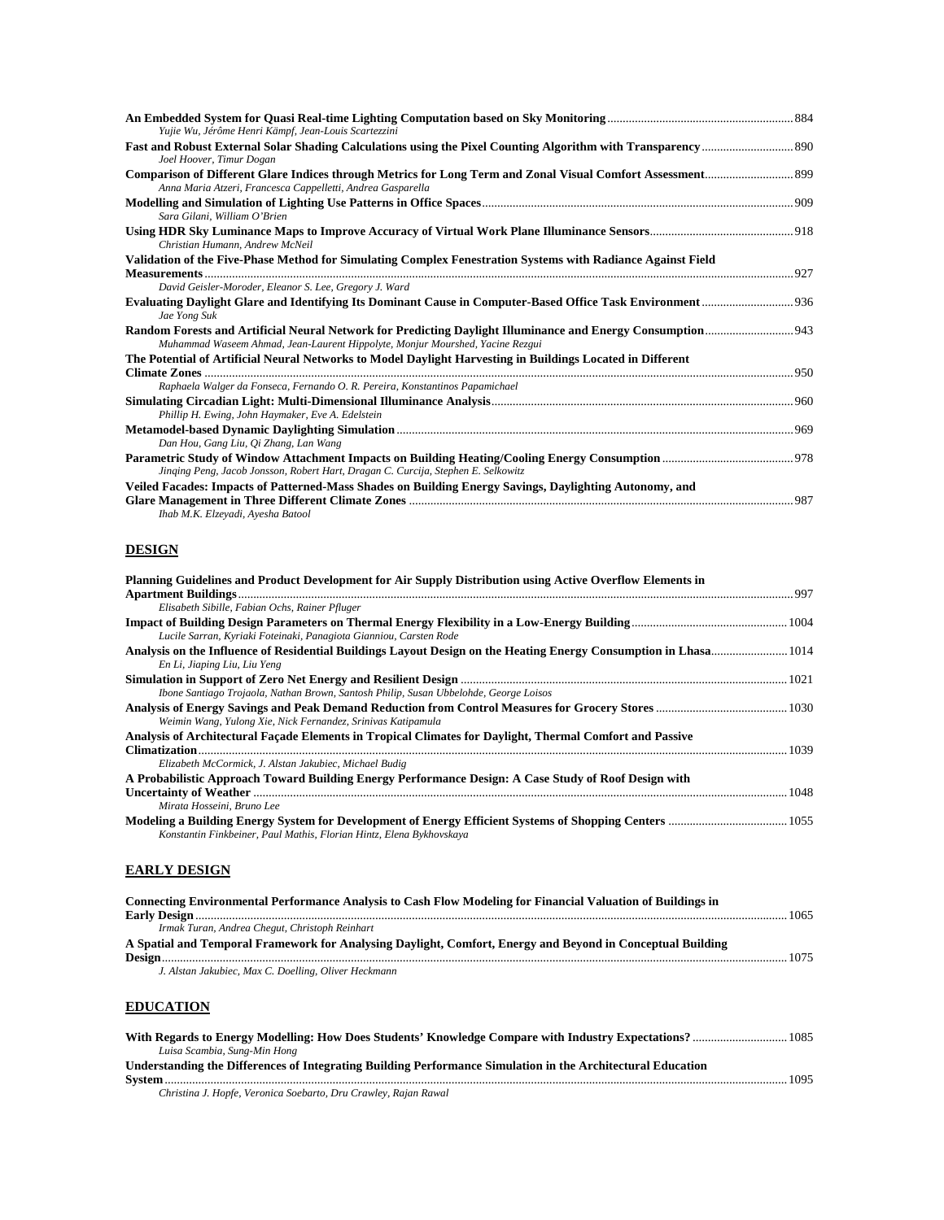**An Embedded System for Quasi Real-time Lighting Computation based on Sky Monitoring** ........ 884
*Yujie Wu, Jérôme Henri Kämpf, Jean-Louis Scartezzini*

**Fast and Robust External Solar Shading Calculations using the Pixel Counting Algorithm with Transparency** ........ 890
*Joel Hoover, Timur Dogan*

**Comparison of Different Glare Indices through Metrics for Long Term and Zonal Visual Comfort Assessment** ........ 899
*Anna Maria Atzeri, Francesca Cappelletti, Andrea Gasparella*

**Modelling and Simulation of Lighting Use Patterns in Office Spaces** ........ 909
*Sara Gilani, William O'Brien*

**Using HDR Sky Luminance Maps to Improve Accuracy of Virtual Work Plane Illuminance Sensors** ........ 918
*Christian Humann, Andrew McNeil*

**Validation of the Five-Phase Method for Simulating Complex Fenestration Systems with Radiance Against Field Measurements** ........ 927
*David Geisler-Moroder, Eleanor S. Lee, Gregory J. Ward*

**Evaluating Daylight Glare and Identifying Its Dominant Cause in Computer-Based Office Task Environment** ........ 936
*Jae Yong Suk*

**Random Forests and Artificial Neural Network for Predicting Daylight Illuminance and Energy Consumption** ........ 943
*Muhammad Waseem Ahmad, Jean-Laurent Hippolyte, Monjur Mourshed, Yacine Rezgui*

**The Potential of Artificial Neural Networks to Model Daylight Harvesting in Buildings Located in Different Climate Zones** ........ 950
*Raphaela Walger da Fonseca, Fernando O. R. Pereira, Konstantinos Papamichael*

**Simulating Circadian Light: Multi-Dimensional Illuminance Analysis** ........ 960
*Phillip H. Ewing, John Haymaker, Eve A. Edelstein*

**Metamodel-based Dynamic Daylighting Simulation** ........ 969
*Dan Hou, Gang Liu, Qi Zhang, Lan Wang*

**Parametric Study of Window Attachment Impacts on Building Heating/Cooling Energy Consumption** ........ 978
*Jinqing Peng, Jacob Jonsson, Robert Hart, Dragan C. Curcija, Stephen E. Selkowitz*

**Veiled Facades: Impacts of Patterned-Mass Shades on Building Energy Savings, Daylighting Autonomy, and Glare Management in Three Different Climate Zones** ........ 987
*Ihab M.K. Elzeyadi, Ayesha Batool*

## DESIGN

**Planning Guidelines and Product Development for Air Supply Distribution using Active Overflow Elements in Apartment Buildings** ........ 997
*Elisabeth Sibille, Fabian Ochs, Rainer Pfluger*

**Impact of Building Design Parameters on Thermal Energy Flexibility in a Low-Energy Building** ........ 1004
*Lucile Sarran, Kyriaki Foteinaki, Panagiota Gianniou, Carsten Rode*

**Analysis on the Influence of Residential Buildings Layout Design on the Heating Energy Consumption in Lhasa** ........ 1014
*En Li, Jiaping Liu, Liu Yeng*

**Simulation in Support of Zero Net Energy and Resilient Design** ........ 1021
*Ibone Santiago Trojaola, Nathan Brown, Santosh Philip, Susan Ubbelohde, George Loisos*

**Analysis of Energy Savings and Peak Demand Reduction from Control Measures for Grocery Stores** ........ 1030
*Weimin Wang, Yulong Xie, Nick Fernandez, Srinivas Katipamula*

**Analysis of Architectural Façade Elements in Tropical Climates for Daylight, Thermal Comfort and Passive Climatization** ........ 1039
*Elizabeth McCormick, J. Alstan Jakubiec, Michael Budig*

**A Probabilistic Approach Toward Building Energy Performance Design: A Case Study of Roof Design with Uncertainty of Weather** ........ 1048
*Mirata Hosseini, Bruno Lee*

**Modeling a Building Energy System for Development of Energy Efficient Systems of Shopping Centers** ........ 1055
*Konstantin Finkbeiner, Paul Mathis, Florian Hintz, Elena Bykhovskaya*

## EARLY DESIGN

**Connecting Environmental Performance Analysis to Cash Flow Modeling for Financial Valuation of Buildings in Early Design** ........ 1065
*Irmak Turan, Andrea Chegut, Christoph Reinhart*

**A Spatial and Temporal Framework for Analysing Daylight, Comfort, Energy and Beyond in Conceptual Building Design** ........ 1075
*J. Alstan Jakubiec, Max C. Doelling, Oliver Heckmann*

## EDUCATION

**With Regards to Energy Modelling: How Does Students' Knowledge Compare with Industry Expectations?** ........ 1085
*Luisa Scambia, Sung-Min Hong*

**Understanding the Differences of Integrating Building Performance Simulation in the Architectural Education System** ........ 1095
*Christina J. Hopfe, Veronica Soebarto, Dru Crawley, Rajan Rawal*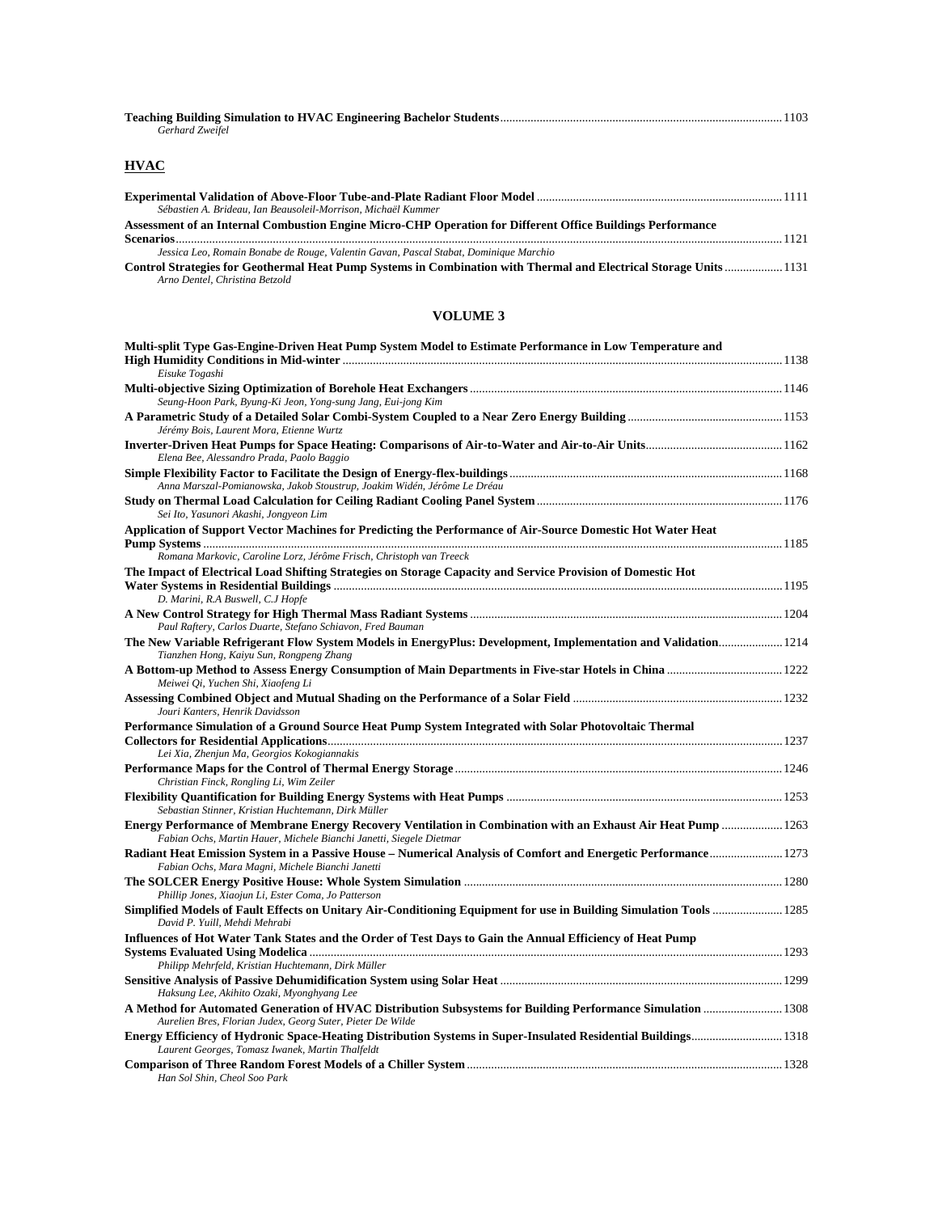**Teaching Building Simulation to HVAC Engineering Bachelor Students** ........ 1103
*Gerhard Zweifel*

## HVAC

**Experimental Validation of Above-Floor Tube-and-Plate Radiant Floor Model** ........ 1111
*Sébastien A. Brideau, Ian Beausoleil-Morrison, Michaël Kummer*

**Assessment of an Internal Combustion Engine Micro-CHP Operation for Different Office Buildings Performance Scenarios** ........ 1121
*Jessica Leo, Romain Bonabe de Rouge, Valentin Gavan, Pascal Stabat, Dominique Marchio*

**Control Strategies for Geothermal Heat Pump Systems in Combination with Thermal and Electrical Storage Units** ........ 1131
*Arno Dentel, Christina Betzold*

## VOLUME 3

**Multi-split Type Gas-Engine-Driven Heat Pump System Model to Estimate Performance in Low Temperature and High Humidity Conditions in Mid-winter** ........ 1138
*Eisuke Togashi*

**Multi-objective Sizing Optimization of Borehole Heat Exchangers** ........ 1146
*Seung-Hoon Park, Byung-Ki Jeon, Yong-sung Jang, Eui-jong Kim*

**A Parametric Study of a Detailed Solar Combi-System Coupled to a Near Zero Energy Building** ........ 1153
*Jérémy Bois, Laurent Mora, Etienne Wurtz*

**Inverter-Driven Heat Pumps for Space Heating: Comparisons of Air-to-Water and Air-to-Air Units** ........ 1162
*Elena Bee, Alessandro Prada, Paolo Baggio*

**Simple Flexibility Factor to Facilitate the Design of Energy-flex-buildings** ........ 1168
*Anna Marszal-Pomianowska, Jakob Stoustrup, Joakim Widén, Jérôme Le Dréau*

**Study on Thermal Load Calculation for Ceiling Radiant Cooling Panel System** ........ 1176
*Sei Ito, Yasunori Akashi, Jongyeon Lim*

**Application of Support Vector Machines for Predicting the Performance of Air-Source Domestic Hot Water Heat Pump Systems** ........ 1185
*Romana Markovic, Caroline Lorz, Jérôme Frisch, Christoph van Treeck*

**The Impact of Electrical Load Shifting Strategies on Storage Capacity and Service Provision of Domestic Hot Water Systems in Residential Buildings** ........ 1195
*D. Marini, R.A Buswell, C.J Hopfe*

**A New Control Strategy for High Thermal Mass Radiant Systems** ........ 1204
*Paul Raftery, Carlos Duarte, Stefano Schiavon, Fred Bauman*

**The New Variable Refrigerant Flow System Models in EnergyPlus: Development, Implementation and Validation** ........ 1214
*Tianzhen Hong, Kaiyu Sun, Rongpeng Zhang*

**A Bottom-up Method to Assess Energy Consumption of Main Departments in Five-star Hotels in China** ........ 1222
*Meiwei Qi, Yuchen Shi, Xiaofeng Li*

**Assessing Combined Object and Mutual Shading on the Performance of a Solar Field** ........ 1232
*Jouri Kanters, Henrik Davidsson*

**Performance Simulation of a Ground Source Heat Pump System Integrated with Solar Photovoltaic Thermal Collectors for Residential Applications** ........ 1237
*Lei Xia, Zhenjun Ma, Georgios Kokogiannakis*

**Performance Maps for the Control of Thermal Energy Storage** ........ 1246
*Christian Finck, Rongling Li, Wim Zeiler*

**Flexibility Quantification for Building Energy Systems with Heat Pumps** ........ 1253
*Sebastian Stinner, Kristian Huchtemann, Dirk Müller*

**Energy Performance of Membrane Energy Recovery Ventilation in Combination with an Exhaust Air Heat Pump** ........ 1263
*Fabian Ochs, Martin Hauer, Michele Bianchi Janetti, Siegele Dietmar*

**Radiant Heat Emission System in a Passive House – Numerical Analysis of Comfort and Energetic Performance** ........ 1273
*Fabian Ochs, Mara Magni, Michele Bianchi Janetti*

**The SOLCER Energy Positive House: Whole System Simulation** ........ 1280
*Phillip Jones, Xiaojun Li, Ester Coma, Jo Patterson*

**Simplified Models of Fault Effects on Unitary Air-Conditioning Equipment for use in Building Simulation Tools** ........ 1285
*David P. Yuill, Mehdi Mehrabi*

**Influences of Hot Water Tank States and the Order of Test Days to Gain the Annual Efficiency of Heat Pump Systems Evaluated Using Modelica** ........ 1293
*Philipp Mehrfeld, Kristian Huchtemann, Dirk Müller*

**Sensitive Analysis of Passive Dehumidification System using Solar Heat** ........ 1299
*Haksung Lee, Akihito Ozaki, Myonghyang Lee*

**A Method for Automated Generation of HVAC Distribution Subsystems for Building Performance Simulation** ........ 1308
*Aurelien Bres, Florian Judex, Georg Suter, Pieter De Wilde*

**Energy Efficiency of Hydronic Space-Heating Distribution Systems in Super-Insulated Residential Buildings** ........ 1318
*Laurent Georges, Tomasz Iwanek, Martin Thalfeldt*

**Comparison of Three Random Forest Models of a Chiller System** ........ 1328
*Han Sol Shin, Cheol Soo Park*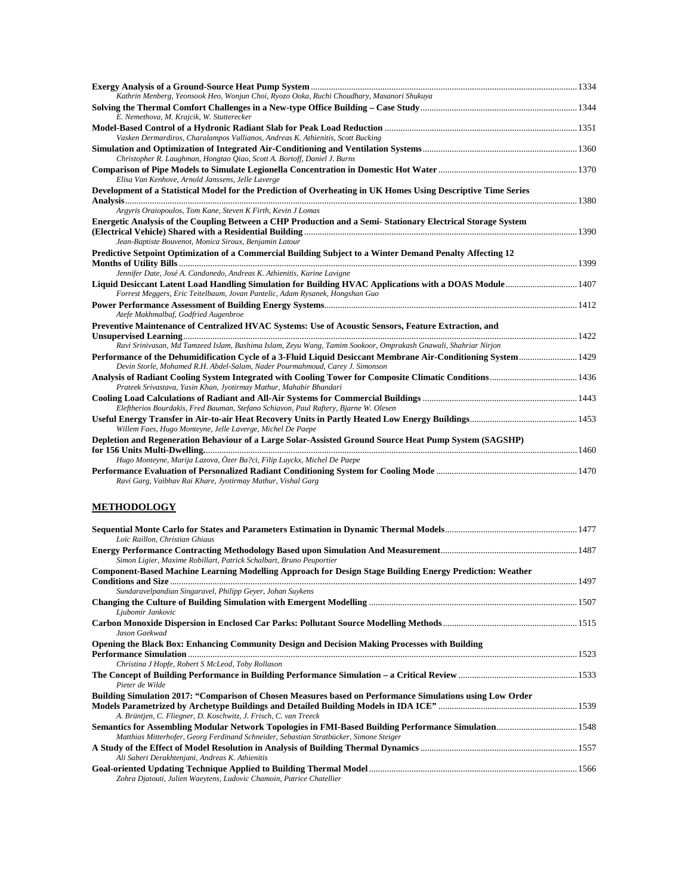**Exergy Analysis of a Ground-Source Heat Pump System** ........ 1334
*Kathrin Menberg, Yeonsook Heo, Wonjun Choi, Ryozo Ooka, Ruchi Choudhary, Masanori Shukuya*

**Solving the Thermal Comfort Challenges in a New-type Office Building – Case Study** ........ 1344
*E. Nemethova, M. Krajcik, W. Stutterecker*

**Model-Based Control of a Hydronic Radiant Slab for Peak Load Reduction** ........ 1351
*Vasken Dermardiros, Charalampos Vallianos, Andreas K. Athienitis, Scott Bucking*

**Simulation and Optimization of Integrated Air-Conditioning and Ventilation Systems** ........ 1360
*Christopher R. Laughman, Hongtao Qiao, Scott A. Bortoff, Daniel J. Burns*

**Comparison of Pipe Models to Simulate Legionella Concentration in Domestic Hot Water** ........ 1370
*Elisa Van Kenhove, Arnold Janssens, Jelle Laverge*

**Development of a Statistical Model for the Prediction of Overheating in UK Homes Using Descriptive Time Series Analysis** ........ 1380
*Argyris Oraiopoulos, Tom Kane, Steven K Firth, Kevin J Lomas*

**Energetic Analysis of the Coupling Between a CHP Production and a Semi- Stationary Electrical Storage System (Electrical Vehicle) Shared with a Residential Building** ........ 1390
*Jean-Baptiste Bouvenot, Monica Siroux, Benjamin Latour*

**Predictive Setpoint Optimization of a Commercial Building Subject to a Winter Demand Penalty Affecting 12 Months of Utility Bills** ........ 1399
*Jennifer Date, José A. Candanedo, Andreas K. Athienitis, Karine Lavigne*

**Liquid Desiccant Latent Load Handling Simulation for Building HVAC Applications with a DOAS Module** ........ 1407
*Forrest Meggers, Eric Teitelbaum, Jovan Pantelic, Adam Rysanek, Hongshan Guo*

**Power Performance Assessment of Building Energy Systems** ........ 1412
*Atefe Makhmalbaf, Godfried Augenbroe*

**Preventive Maintenance of Centralized HVAC Systems: Use of Acoustic Sensors, Feature Extraction, and Unsupervised Learning** ........ 1422
*Ravi Srinivasan, Md Tamzeed Islam, Bashima Islam, Zeyu Wang, Tamim Sookoor, Omprakash Gnawali, Shahriar Nirjon*

**Performance of the Dehumidification Cycle of a 3-Fluid Liquid Desiccant Membrane Air-Conditioning System** ........ 1429
*Devin Storle, Mohamed R.H. Abdel-Salam, Nader Pourmahmoud, Carey J. Simonson*

**Analysis of Radiant Cooling System Integrated with Cooling Tower for Composite Climatic Conditions** ........ 1436
*Prateek Srivastava, Yasin Khan, Jyotirmay Mathur, Mahabir Bhandari*

**Cooling Load Calculations of Radiant and All-Air Systems for Commercial Buildings** ........ 1443
*Eleftherios Bourdakis, Fred Bauman, Stefano Schiavon, Paul Raftery, Bjarne W. Olesen*

**Useful Energy Transfer in Air-to-air Heat Recovery Units in Partly Heated Low Energy Buildings** ........ 1453
*Willem Faes, Hugo Monteyne, Jelle Laverge, Michel De Paepe*

**Depletion and Regeneration Behaviour of a Large Solar-Assisted Ground Source Heat Pump System (SAGSHP) for 156 Units Multi-Dwelling.** ........ 1460
*Hugo Monteyne, Marija Lazova, Özer Ba?ci, Filip Luyckx, Michel De Paepe*

**Performance Evaluation of Personalized Radiant Conditioning System for Cooling Mode** ........ 1470
*Ravi Garg, Vaibhav Rai Khare, Jyotirmay Mathur, Vishal Garg*

## METHODOLOGY

**Sequential Monte Carlo for States and Parameters Estimation in Dynamic Thermal Models** ........ 1477
*Loic Raillon, Christian Ghiaus*

**Energy Performance Contracting Methodology Based upon Simulation And Measurement** ........ 1487
*Simon Ligier, Maxime Robillart, Patrick Schalbart, Bruno Peuportier*

**Component-Based Machine Learning Modelling Approach for Design Stage Building Energy Prediction: Weather Conditions and Size** ........ 1497
*Sundaravelpandian Singaravel, Philipp Geyer, Johan Suykens*

**Changing the Culture of Building Simulation with Emergent Modelling** ........ 1507
*Ljubomir Jankovic*

**Carbon Monoxide Dispersion in Enclosed Car Parks: Pollutant Source Modelling Methods** ........ 1515
*Jason Gaekwad*

**Opening the Black Box: Enhancing Community Design and Decision Making Processes with Building Performance Simulation** ........ 1523
*Christina J Hopfe, Robert S McLeod, Toby Rollason*

**The Concept of Building Performance in Building Performance Simulation – a Critical Review** ........ 1533
*Pieter de Wilde*

**Building Simulation 2017: "Comparison of Chosen Measures based on Performance Simulations using Low Order Models Parametrized by Archetype Buildings and Detailed Building Models in IDA ICE"** ........ 1539
*A. Brüntjen, C. Fliegner, D. Koschwitz, J. Frisch, C. van Treeck*

**Semantics for Assembling Modular Network Topologies in FMI-Based Building Performance Simulation** ........ 1548
*Matthias Mitterhofer, Georg Ferdinand Schneider, Sebastian Stratbücker, Simone Steiger*

**A Study of the Effect of Model Resolution in Analysis of Building Thermal Dynamics** ........ 1557
*Ali Saberi Derakhtenjani, Andreas K. Athienitis*

**Goal-oriented Updating Technique Applied to Building Thermal Model** ........ 1566
*Zohra Djatouti, Julien Waeytens, Ludovic Chamoin, Patrice Chatellier*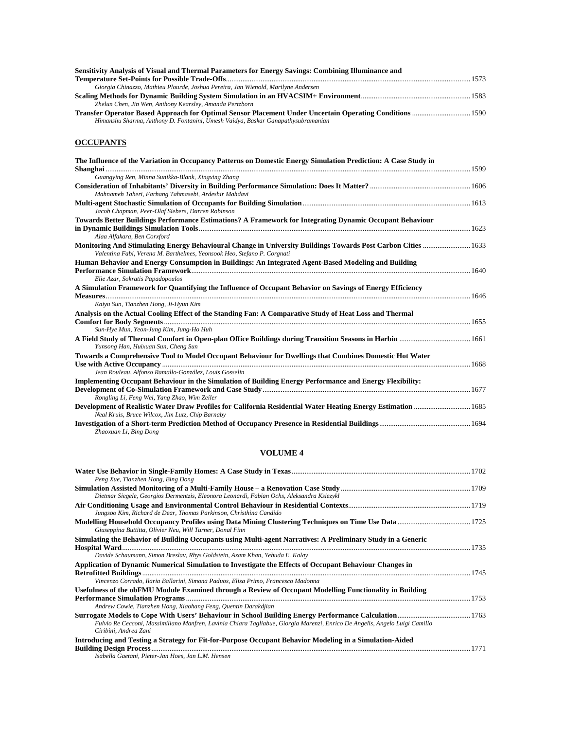**Sensitivity Analysis of Visual and Thermal Parameters for Energy Savings: Combining Illuminance and Temperature Set-Points for Possible Trade-Offs** ........ 1573
*Giorgia Chinazzo, Mathieu Plourde, Joshua Pereira, Jan Wienold, Marilyne Andersen*

**Scaling Methods for Dynamic Building System Simulation in an HVACSIM+ Environment** ........ 1583
*Zhelun Chen, Jin Wen, Anthony Kearsley, Amanda Pertzborn*

**Transfer Operator Based Approach for Optimal Sensor Placement Under Uncertain Operating Conditions** ........ 1590
*Himanshu Sharma, Anthony D. Fontanini, Umesh Vaidya, Baskar Ganapathysubramanian*

## OCCUPANTS

**The Influence of the Variation in Occupancy Patterns on Domestic Energy Simulation Prediction: A Case Study in Shanghai** ........ 1599
*Guangying Ren, Minna Sunikka-Blank, Xingxing Zhang*

**Consideration of Inhabitants' Diversity in Building Performance Simulation: Does It Matter?** ........ 1606
*Mahnameh Taheri, Farhang Tahmasebi, Ardeshir Mahdavi*

**Multi-agent Stochastic Simulation of Occupants for Building Simulation** ........ 1613
*Jacob Chapman, Peer-Olaf Siebers, Darren Robinson*

**Towards Better Buildings Performance Estimations? A Framework for Integrating Dynamic Occupant Behaviour in Dynamic Buildings Simulation Tools** ........ 1623
*Alaa Alfakara, Ben Corxford*

**Monitoring And Stimulating Energy Behavioural Change in University Buildings Towards Post Carbon Cities** ........ 1633
*Valentina Fabi, Verena M. Barthelmes, Yeonsook Heo, Stefano P. Corgnati*

**Human Behavior and Energy Consumption in Buildings: An Integrated Agent-Based Modeling and Building Performance Simulation Framework** ........ 1640
*Elie Azar, Sokratis Papadopoulos*

**A Simulation Framework for Quantifying the Influence of Occupant Behavior on Savings of Energy Efficiency Measures** ........ 1646
*Kaiyu Sun, Tianzhen Hong, Ji-Hyun Kim*

**Analysis on the Actual Cooling Effect of the Standing Fan: A Comparative Study of Heat Loss and Thermal Comfort for Body Segments** ........ 1655
*Sun-Hye Mun, Yeon-Jung Kim, Jung-Ho Huh*

**A Field Study of Thermal Comfort in Open-plan Office Buildings during Transition Seasons in Harbin** ........ 1661
*Yunsong Han, Huixuan Sun, Cheng Sun*

**Towards a Comprehensive Tool to Model Occupant Behaviour for Dwellings that Combines Domestic Hot Water Use with Active Occupancy** ........ 1668
*Jean Rouleau, Alfonso Ramallo-González, Louis Gosselin*

**Implementing Occupant Behaviour in the Simulation of Building Energy Performance and Energy Flexibility: Development of Co-Simulation Framework and Case Study** ........ 1677
*Rongling Li, Feng Wei, Yang Zhao, Wim Zeiler*

**Development of Realistic Water Draw Profiles for California Residential Water Heating Energy Estimation** ........ 1685
*Neal Kruis, Bruce Wilcox, Jim Lutz, Chip Barnaby*

**Investigation of a Short-term Prediction Method of Occupancy Presence in Residential Buildings** ........ 1694
*Zhaoxuan Li, Bing Dong*

## VOLUME 4

**Water Use Behavior in Single-Family Homes: A Case Study in Texas** ........ 1702
*Peng Xue, Tianzhen Hong, Bing Dong*

**Simulation Assisted Monitoring of a Multi-Family House – a Renovation Case Study** ........ 1709
*Dietmar Siegele, Georgios Dermentzis, Eleonora Leonardi, Fabian Ochs, Aleksandra Ksiezykl*

**Air Conditioning Usage and Environmental Control Behaviour in Residential Contexts** ........ 1719
*Jungsoo Kim, Richard de Dear, Thomas Parkinson, Christhina Candido*

**Modelling Household Occupancy Profiles using Data Mining Clustering Techniques on Time Use Data** ........ 1725
*Giuseppina Buttitta, Olivier Neu, Will Turner, Donal Finn*

**Simulating the Behavior of Building Occupants using Multi-agent Narratives: A Preliminary Study in a Generic Hospital Ward** ........ 1735
*Davide Schaumann, Simon Breslav, Rhys Goldstein, Azam Khan, Yehuda E. Kalay*

**Application of Dynamic Numerical Simulation to Investigate the Effects of Occupant Behaviour Changes in Retrofitted Buildings** ........ 1745
*Vincenzo Corrado, Ilaria Ballarini, Simona Paduos, Elisa Primo, Francesco Madonna*

**Usefulness of the obFMU Module Examined through a Review of Occupant Modelling Functionality in Building Performance Simulation Programs** ........ 1753
*Andrew Cowie, Tianzhen Hong, Xiaohang Feng, Quentin Darakdjian*

**Surrogate Models to Cope With Users' Behaviour in School Building Energy Performance Calculation** ........ 1763
*Fulvio Re Cecconi, Massimiliano Manfren, Lavinia Chiara Tagliabue, Giorgia Marenzi, Enrico De Angelis, Angelo Luigi Camillo Ciribini, Andrea Zani*

**Introducing and Testing a Strategy for Fit-for-Purpose Occupant Behavior Modeling in a Simulation-Aided Building Design Process** ........ 1771
*Isabella Gaetani, Pieter-Jan Hoes, Jan L.M. Hensen*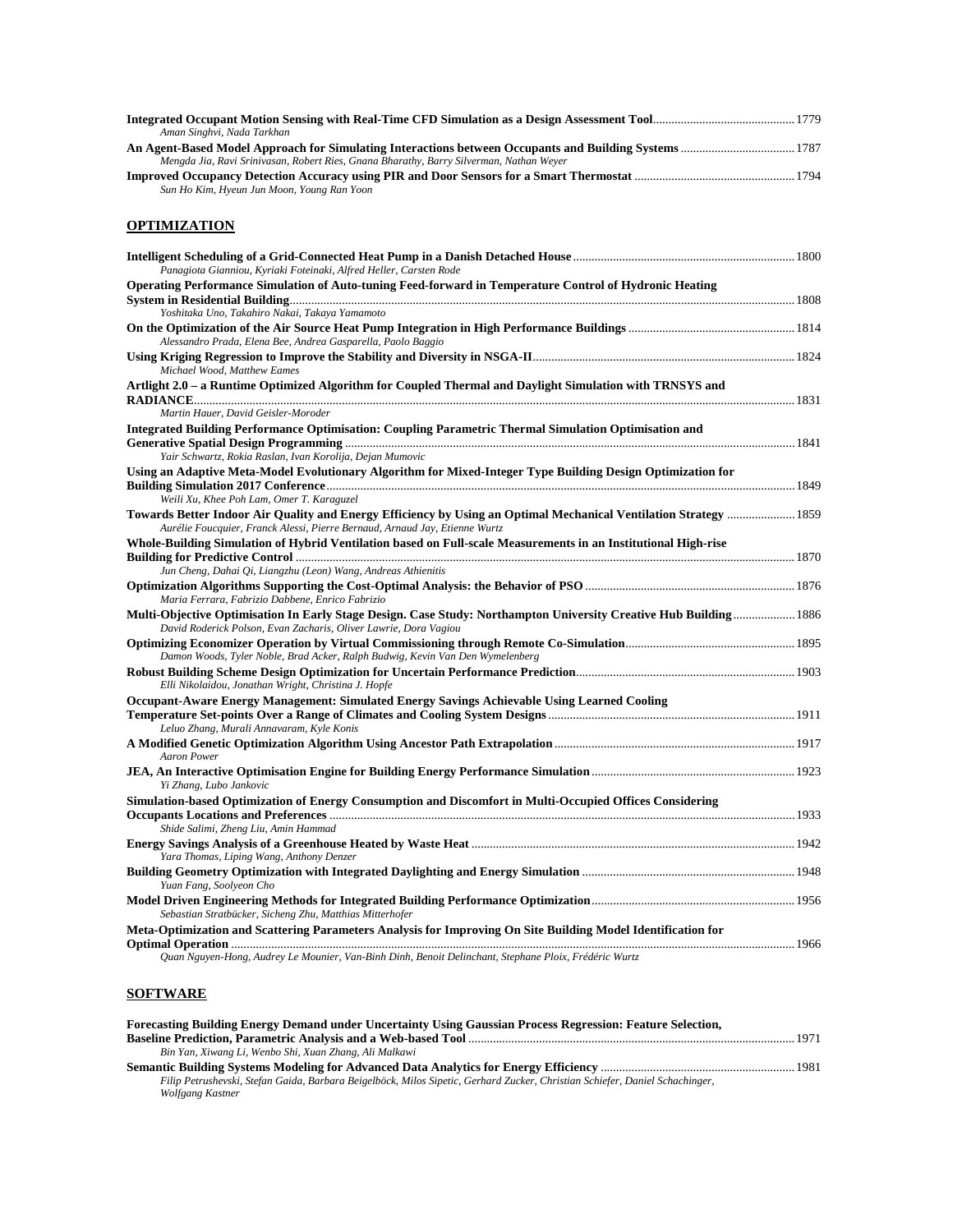**Integrated Occupant Motion Sensing with Real-Time CFD Simulation as a Design Assessment Tool** .......... 1779
*Aman Singhvi, Nada Tarkhan*

**An Agent-Based Model Approach for Simulating Interactions between Occupants and Building Systems** .......... 1787
*Mengda Jia, Ravi Srinivasan, Robert Ries, Gnana Bharathy, Barry Silverman, Nathan Weyer*

**Improved Occupancy Detection Accuracy using PIR and Door Sensors for a Smart Thermostat** .......... 1794
*Sun Ho Kim, Hyeun Jun Moon, Young Ran Yoon*

## OPTIMIZATION

**Intelligent Scheduling of a Grid-Connected Heat Pump in a Danish Detached House** .......... 1800
*Panagiota Gianniou, Kyriaki Foteinaki, Alfred Heller, Carsten Rode*

**Operating Performance Simulation of Auto-tuning Feed-forward in Temperature Control of Hydronic Heating System in Residential Building** .......... 1808
*Yoshitaka Uno, Takahiro Nakai, Takaya Yamamoto*

**On the Optimization of the Air Source Heat Pump Integration in High Performance Buildings** .......... 1814
*Alessandro Prada, Elena Bee, Andrea Gasparella, Paolo Baggio*

**Using Kriging Regression to Improve the Stability and Diversity in NSGA-II** .......... 1824
*Michael Wood, Matthew Eames*

**Artlight 2.0 – a Runtime Optimized Algorithm for Coupled Thermal and Daylight Simulation with TRNSYS and RADIANCE** .......... 1831
*Martin Hauer, David Geisler-Moroder*

**Integrated Building Performance Optimisation: Coupling Parametric Thermal Simulation Optimisation and Generative Spatial Design Programming** .......... 1841
*Yair Schwartz, Rokia Raslan, Ivan Korolija, Dejan Mumovic*

**Using an Adaptive Meta-Model Evolutionary Algorithm for Mixed-Integer Type Building Design Optimization for Building Simulation 2017 Conference** .......... 1849
*Weili Xu, Khee Poh Lam, Omer T. Karaguzel*

**Towards Better Indoor Air Quality and Energy Efficiency by Using an Optimal Mechanical Ventilation Strategy** .......... 1859
*Aurélie Foucquier, Franck Alessi, Pierre Bernaud, Arnaud Jay, Etienne Wurtz*

**Whole-Building Simulation of Hybrid Ventilation based on Full-scale Measurements in an Institutional High-rise Building for Predictive Control** .......... 1870
*Jun Cheng, Dahai Qi, Liangzhu (Leon) Wang, Andreas Athienitis*

**Optimization Algorithms Supporting the Cost-Optimal Analysis: the Behavior of PSO** .......... 1876
*Maria Ferrara, Fabrizio Dabbene, Enrico Fabrizio*

**Multi-Objective Optimisation In Early Stage Design. Case Study: Northampton University Creative Hub Building** .......... 1886
*David Roderick Polson, Evan Zacharis, Oliver Lawrie, Dora Vagiou*

**Optimizing Economizer Operation by Virtual Commissioning through Remote Co-Simulation** .......... 1895
*Damon Woods, Tyler Noble, Brad Acker, Ralph Budwig, Kevin Van Den Wymelenberg*

**Robust Building Scheme Design Optimization for Uncertain Performance Prediction** .......... 1903
*Elli Nikolaidou, Jonathan Wright, Christina J. Hopfe*

**Occupant-Aware Energy Management: Simulated Energy Savings Achievable Using Learned Cooling Temperature Set-points Over a Range of Climates and Cooling System Designs** .......... 1911
*Leluo Zhang, Murali Annavaram, Kyle Konis*

**A Modified Genetic Optimization Algorithm Using Ancestor Path Extrapolation** .......... 1917
*Aaron Power*

**JEA, An Interactive Optimisation Engine for Building Energy Performance Simulation** .......... 1923
*Yi Zhang, Lubo Jankovic*

**Simulation-based Optimization of Energy Consumption and Discomfort in Multi-Occupied Offices Considering Occupants Locations and Preferences** .......... 1933
*Shide Salimi, Zheng Liu, Amin Hammad*

**Energy Savings Analysis of a Greenhouse Heated by Waste Heat** .......... 1942
*Yara Thomas, Liping Wang, Anthony Denzer*

**Building Geometry Optimization with Integrated Daylighting and Energy Simulation** .......... 1948
*Yuan Fang, Soolyeon Cho*

**Model Driven Engineering Methods for Integrated Building Performance Optimization** .......... 1956
*Sebastian Stratbücker, Sicheng Zhu, Matthias Mitterhofer*

**Meta-Optimization and Scattering Parameters Analysis for Improving On Site Building Model Identification for Optimal Operation** .......... 1966
*Quan Nguyen-Hong, Audrey Le Mounier, Van-Binh Dinh, Benoit Delinchant, Stephane Ploix, Frédéric Wurtz*

## SOFTWARE

**Forecasting Building Energy Demand under Uncertainty Using Gaussian Process Regression: Feature Selection, Baseline Prediction, Parametric Analysis and a Web-based Tool** .......... 1971
*Bin Yan, Xiwang Li, Wenbo Shi, Xuan Zhang, Ali Malkawi*

**Semantic Building Systems Modeling for Advanced Data Analytics for Energy Efficiency** .......... 1981
*Filip Petrushevski, Stefan Gaida, Barbara Beigelböck, Milos Sipetic, Gerhard Zucker, Christian Schiefer, Daniel Schachinger, Wolfgang Kastner*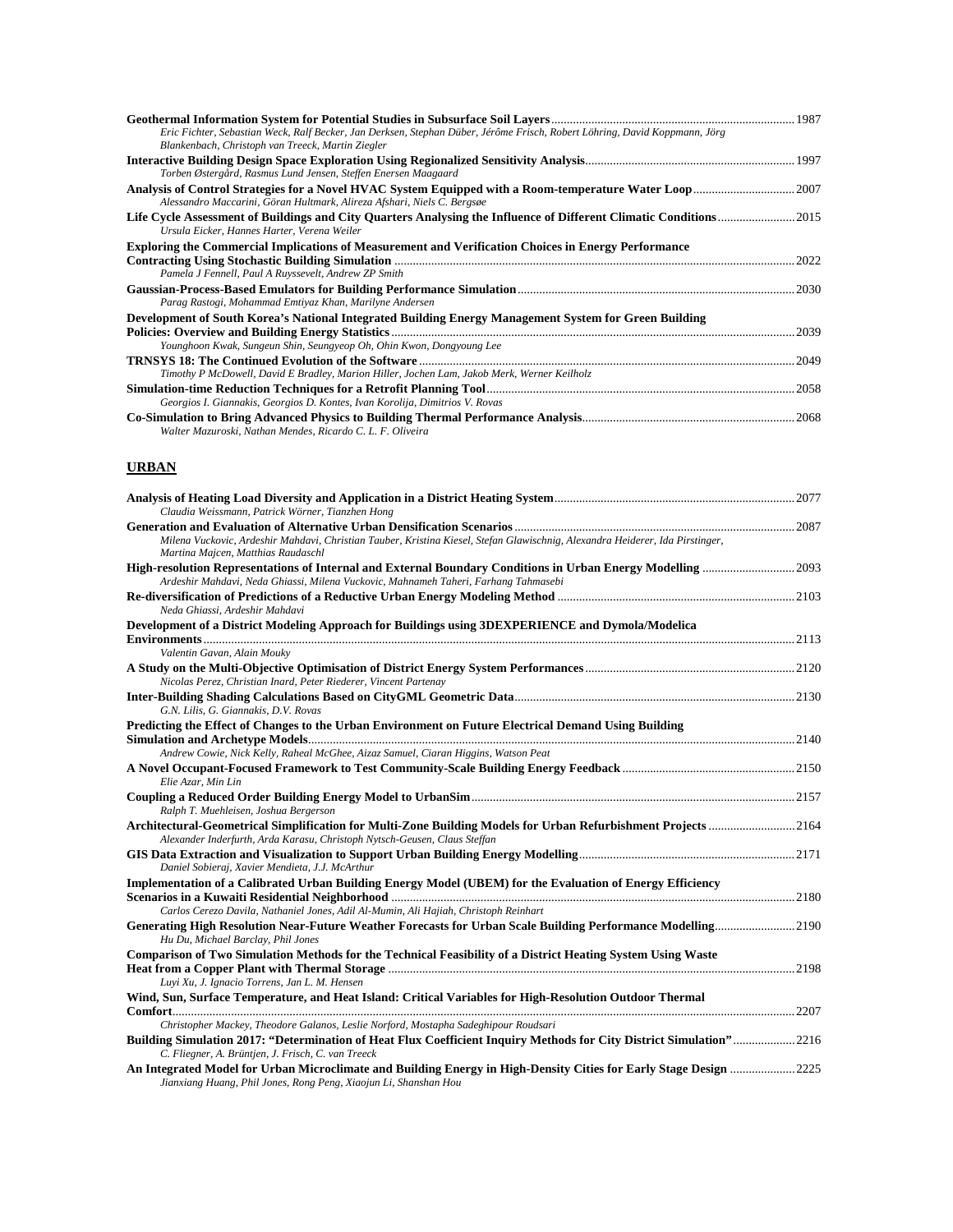**Geothermal Information System for Potential Studies in Subsurface Soil Layers** ............ 1987
*Eric Fichter, Sebastian Weck, Ralf Becker, Jan Derksen, Stephan Düber, Jérôme Frisch, Robert Löhring, David Koppmann, Jörg Blankenbach, Christoph van Treeck, Martin Ziegler*

**Interactive Building Design Space Exploration Using Regionalized Sensitivity Analysis** ............ 1997
*Torben Østergård, Rasmus Lund Jensen, Steffen Enersen Maagaard*

**Analysis of Control Strategies for a Novel HVAC System Equipped with a Room-temperature Water Loop** ............ 2007
*Alessandro Maccarini, Göran Hultmark, Alireza Afshari, Niels C. Bergsøe*

**Life Cycle Assessment of Buildings and City Quarters Analysing the Influence of Different Climatic Conditions** ............ 2015
*Ursula Eicker, Hannes Harter, Verena Weiler*

**Exploring the Commercial Implications of Measurement and Verification Choices in Energy Performance Contracting Using Stochastic Building Simulation** ............ 2022
*Pamela J Fennell, Paul A Ruyssevelt, Andrew ZP Smith*

**Gaussian-Process-Based Emulators for Building Performance Simulation** ............ 2030
*Parag Rastogi, Mohammad Emtiyaz Khan, Marilyne Andersen*

**Development of South Korea's National Integrated Building Energy Management System for Green Building Policies: Overview and Building Energy Statistics** ............ 2039
*Younghoon Kwak, Sungeun Shin, Seungyeop Oh, Ohin Kwon, Dongyoung Lee*

**TRNSYS 18: The Continued Evolution of the Software** ............ 2049
*Timothy P McDowell, David E Bradley, Marion Hiller, Jochen Lam, Jakob Merk, Werner Keilholz*

**Simulation-time Reduction Techniques for a Retrofit Planning Tool** ............ 2058
*Georgios I. Giannakis, Georgios D. Kontes, Ivan Korolija, Dimitrios V. Rovas*

**Co-Simulation to Bring Advanced Physics to Building Thermal Performance Analysis** ............ 2068
*Walter Mazuroski, Nathan Mendes, Ricardo C. L. F. Oliveira*

## URBAN

**Analysis of Heating Load Diversity and Application in a District Heating System** ............ 2077
*Claudia Weissmann, Patrick Wörner, Tianzhen Hong*

**Generation and Evaluation of Alternative Urban Densification Scenarios** ............ 2087
*Milena Vuckovic, Ardeshir Mahdavi, Christian Tauber, Kristina Kiesel, Stefan Glawischnig, Alexandra Heiderer, Ida Pirstinger, Martina Majcen, Matthias Raudaschl*

**High-resolution Representations of Internal and External Boundary Conditions in Urban Energy Modelling** ............ 2093
*Ardeshir Mahdavi, Neda Ghiassi, Milena Vuckovic, Mahnameh Taheri, Farhang Tahmasebi*

**Re-diversification of Predictions of a Reductive Urban Energy Modeling Method** ............ 2103
*Neda Ghiassi, Ardeshir Mahdavi*

**Development of a District Modeling Approach for Buildings using 3DEXPERIENCE and Dymola/Modelica Environments** ............ 2113
*Valentin Gavan, Alain Mouky*

**A Study on the Multi-Objective Optimisation of District Energy System Performances** ............ 2120
*Nicolas Perez, Christian Inard, Peter Riederer, Vincent Partenay*

**Inter-Building Shading Calculations Based on CityGML Geometric Data** ............ 2130
*G.N. Lilis, G. Giannakis, D.V. Rovas*

**Predicting the Effect of Changes to the Urban Environment on Future Electrical Demand Using Building Simulation and Archetype Models** ............ 2140
*Andrew Cowie, Nick Kelly, Raheal McGhee, Aizaz Samuel, Ciaran Higgins, Watson Peat*

**A Novel Occupant-Focused Framework to Test Community-Scale Building Energy Feedback** ............ 2150
*Elie Azar, Min Lin*

**Coupling a Reduced Order Building Energy Model to UrbanSim** ............ 2157
*Ralph T. Muehleisen, Joshua Bergerson*

**Architectural-Geometrical Simplification for Multi-Zone Building Models for Urban Refurbishment Projects** ............ 2164
*Alexander Inderfurth, Arda Karasu, Christoph Nytsch-Geusen, Claus Steffan*

**GIS Data Extraction and Visualization to Support Urban Building Energy Modelling** ............ 2171
*Daniel Sobieraj, Xavier Mendieta, J.J. McArthur*

**Implementation of a Calibrated Urban Building Energy Model (UBEM) for the Evaluation of Energy Efficiency Scenarios in a Kuwaiti Residential Neighborhood** ............ 2180
*Carlos Cerezo Davila, Nathaniel Jones, Adil Al-Mumin, Ali Hajiah, Christoph Reinhart*

**Generating High Resolution Near-Future Weather Forecasts for Urban Scale Building Performance Modelling** ............ 2190
*Hu Du, Michael Barclay, Phil Jones*

**Comparison of Two Simulation Methods for the Technical Feasibility of a District Heating System Using Waste Heat from a Copper Plant with Thermal Storage** ............ 2198
*Luyi Xu, J. Ignacio Torrens, Jan L. M. Hensen*

**Wind, Sun, Surface Temperature, and Heat Island: Critical Variables for High-Resolution Outdoor Thermal Comfort** ............ 2207
*Christopher Mackey, Theodore Galanos, Leslie Norford, Mostapha Sadeghipour Roudsari*

**Building Simulation 2017: "Determination of Heat Flux Coefficient Inquiry Methods for City District Simulation"** ............ 2216
*C. Fliegner, A. Brüntjen, J. Frisch, C. van Treeck*

**An Integrated Model for Urban Microclimate and Building Energy in High-Density Cities for Early Stage Design** ............ 2225
*Jianxiang Huang, Phil Jones, Rong Peng, Xiaojun Li, Shanshan Hou*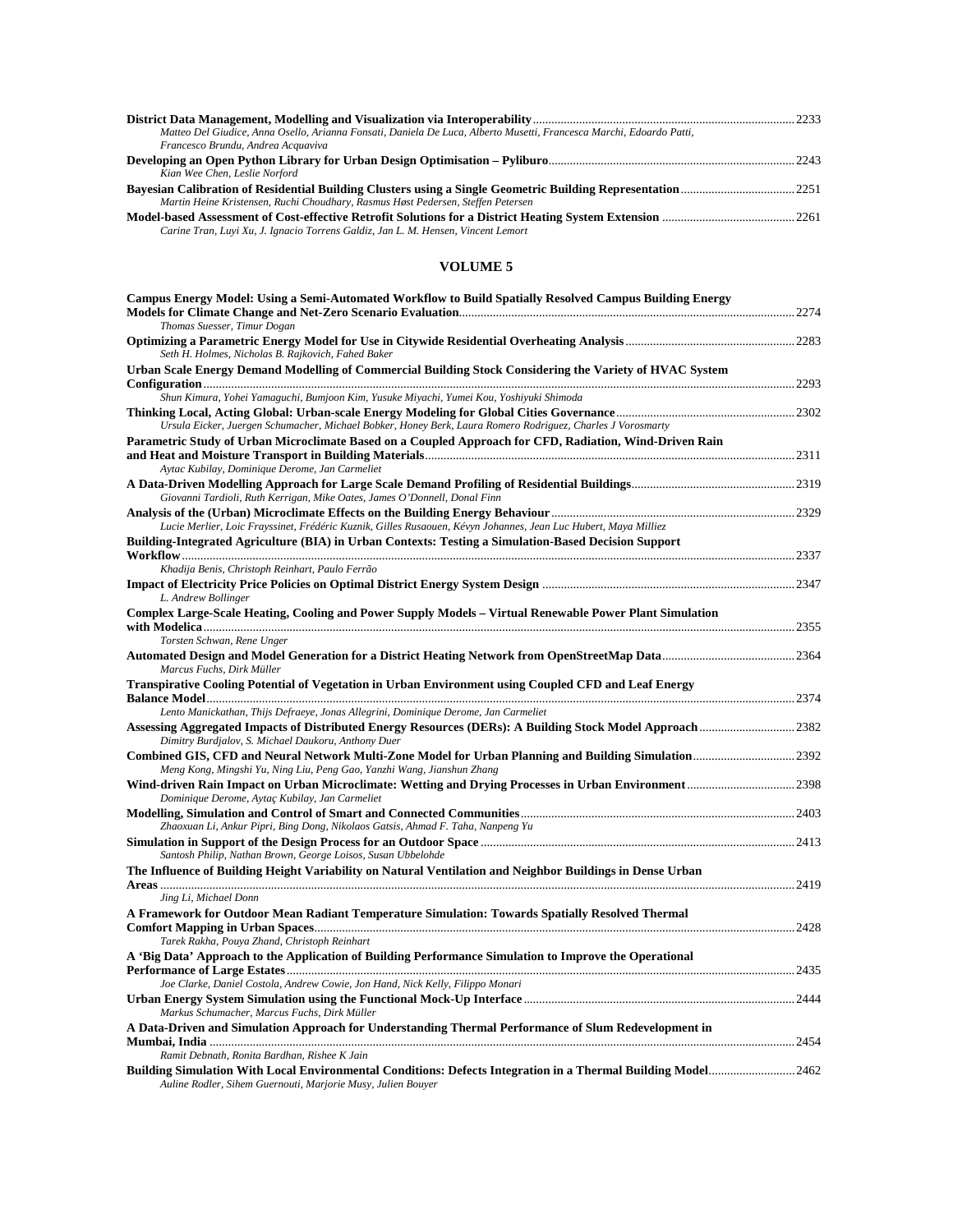**District Data Management, Modelling and Visualization via Interoperability** .......... 2233
*Matteo Del Giudice, Anna Osello, Arianna Fonsati, Daniela De Luca, Alberto Musetti, Francesca Marchi, Edoardo Patti, Francesco Brundu, Andrea Acquaviva*

**Developing an Open Python Library for Urban Design Optimisation – Pyliburo** .......... 2243
*Kian Wee Chen, Leslie Norford*

**Bayesian Calibration of Residential Building Clusters using a Single Geometric Building Representation** .......... 2251
*Martin Heine Kristensen, Ruchi Choudhary, Rasmus Høst Pedersen, Steffen Petersen*

**Model-based Assessment of Cost-effective Retrofit Solutions for a District Heating System Extension** .......... 2261
*Carine Tran, Luyi Xu, J. Ignacio Torrens Galdiz, Jan L. M. Hensen, Vincent Lemort*

## VOLUME 5

**Campus Energy Model: Using a Semi-Automated Workflow to Build Spatially Resolved Campus Building Energy Models for Climate Change and Net-Zero Scenario Evaluation** .......... 2274
*Thomas Suesser, Timur Dogan*

**Optimizing a Parametric Energy Model for Use in Citywide Residential Overheating Analysis** .......... 2283
*Seth H. Holmes, Nicholas B. Rajkovich, Fahed Baker*

**Urban Scale Energy Demand Modelling of Commercial Building Stock Considering the Variety of HVAC System Configuration** .......... 2293
*Shun Kimura, Yohei Yamaguchi, Bumjoon Kim, Yusuke Miyachi, Yumei Kou, Yoshiyuki Shimoda*

**Thinking Local, Acting Global: Urban-scale Energy Modeling for Global Cities Governance** .......... 2302
*Ursula Eicker, Juergen Schumacher, Michael Bobker, Honey Berk, Laura Romero Rodriguez, Charles J Vorosmarty*

**Parametric Study of Urban Microclimate Based on a Coupled Approach for CFD, Radiation, Wind-Driven Rain and Heat and Moisture Transport in Building Materials** .......... 2311
*Aytac Kubilay, Dominique Derome, Jan Carmeliet*

**A Data-Driven Modelling Approach for Large Scale Demand Profiling of Residential Buildings** .......... 2319
*Giovanni Tardioli, Ruth Kerrigan, Mike Oates, James O'Donnell, Donal Finn*

**Analysis of the (Urban) Microclimate Effects on the Building Energy Behaviour** .......... 2329
*Lucie Merlier, Loic Frayssinet, Frédéric Kuznik, Gilles Rusaouen, Kévyn Johannes, Jean Luc Hubert, Maya Milliez*

**Building-Integrated Agriculture (BIA) in Urban Contexts: Testing a Simulation-Based Decision Support Workflow** .......... 2337
*Khadija Benis, Christoph Reinhart, Paulo Ferrão*

**Impact of Electricity Price Policies on Optimal District Energy System Design** .......... 2347
*L. Andrew Bollinger*

**Complex Large-Scale Heating, Cooling and Power Supply Models – Virtual Renewable Power Plant Simulation with Modelica** .......... 2355
*Torsten Schwan, Rene Unger*

**Automated Design and Model Generation for a District Heating Network from OpenStreetMap Data** .......... 2364
*Marcus Fuchs, Dirk Müller*

**Transpirative Cooling Potential of Vegetation in Urban Environment using Coupled CFD and Leaf Energy Balance Model** .......... 2374
*Lento Manickathan, Thijs Defraeye, Jonas Allegrini, Dominique Derome, Jan Carmeliet*

**Assessing Aggregated Impacts of Distributed Energy Resources (DERs): A Building Stock Model Approach** .......... 2382
*Dimitry Burdjalov, S. Michael Daukoru, Anthony Duer*

**Combined GIS, CFD and Neural Network Multi-Zone Model for Urban Planning and Building Simulation** .......... 2392
*Meng Kong, Mingshi Yu, Ning Liu, Peng Gao, Yanzhi Wang, Jianshun Zhang*

**Wind-driven Rain Impact on Urban Microclimate: Wetting and Drying Processes in Urban Environment** .......... 2398
*Dominique Derome, Aytaç Kubilay, Jan Carmeliet*

**Modelling, Simulation and Control of Smart and Connected Communities** .......... 2403
*Zhaoxuan Li, Ankur Pipri, Bing Dong, Nikolaos Gatsis, Ahmad F. Taha, Nanpeng Yu*

**Simulation in Support of the Design Process for an Outdoor Space** .......... 2413
*Santosh Philip, Nathan Brown, George Loisos, Susan Ubbelohde*

**The Influence of Building Height Variability on Natural Ventilation and Neighbor Buildings in Dense Urban Areas** .......... 2419
*Jing Li, Michael Donn*

**A Framework for Outdoor Mean Radiant Temperature Simulation: Towards Spatially Resolved Thermal Comfort Mapping in Urban Spaces** .......... 2428
*Tarek Rakha, Pouya Zhand, Christoph Reinhart*

**A 'Big Data' Approach to the Application of Building Performance Simulation to Improve the Operational Performance of Large Estates** .......... 2435
*Joe Clarke, Daniel Costola, Andrew Cowie, Jon Hand, Nick Kelly, Filippo Monari*

**Urban Energy System Simulation using the Functional Mock-Up Interface** .......... 2444
*Markus Schumacher, Marcus Fuchs, Dirk Müller*

**A Data-Driven and Simulation Approach for Understanding Thermal Performance of Slum Redevelopment in Mumbai, India** .......... 2454
*Ramit Debnath, Ronita Bardhan, Rishee K Jain*

**Building Simulation With Local Environmental Conditions: Defects Integration in a Thermal Building Model** .......... 2462
*Auline Rodler, Sihem Guernouti, Marjorie Musy, Julien Bouyer*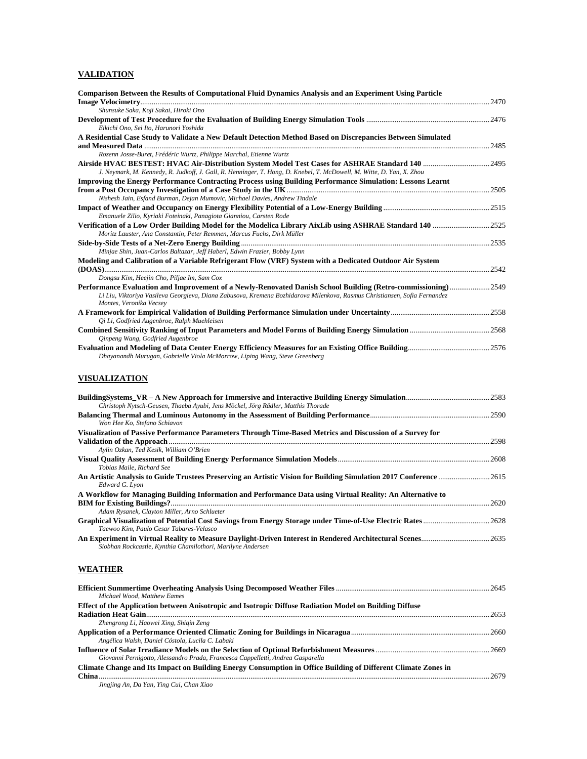## VALIDATION

**Comparison Between the Results of Computational Fluid Dynamics Analysis and an Experiment Using Particle Image Velocimetry**......2470
*Shunsuke Saka, Koji Sakai, Hiroki Ono*

**Development of Test Procedure for the Evaluation of Building Energy Simulation Tools**......2476
*Eikichi Ono, Sei Ito, Harunori Yoshida*

**A Residential Case Study to Validate a New Default Detection Method Based on Discrepancies Between Simulated and Measured Data**......2485
*Rozenn Josse-Buret, Frédéric Wurtz, Philippe Marchal, Etienne Wurtz*

**Airside HVAC BESTEST: HVAC Air-Distribution System Model Test Cases for ASHRAE Standard 140**......2495
*J. Neymark, M. Kennedy, R. Judkoff, J. Gall, R. Henninger, T. Hong, D. Knebel, T. McDowell, M. Witte, D. Yan, X. Zhou*

**Improving the Energy Performance Contracting Process using Building Performance Simulation: Lessons Learnt from a Post Occupancy Investigation of a Case Study in the UK**......2505
*Nishesh Jain, Esfand Burman, Dejan Mumovic, Michael Davies, Andrew Tindale*

**Impact of Weather and Occupancy on Energy Flexibility Potential of a Low-Energy Building**......2515
*Emanuele Zilio, Kyriaki Foteinaki, Panagiota Gianniou, Carsten Rode*

**Verification of a Low Order Building Model for the Modelica Library AixLib using ASHRAE Standard 140**......2525
*Moritz Lauster, Ana Constantin, Peter Remmen, Marcus Fuchs, Dirk Müller*

**Side-by-Side Tests of a Net-Zero Energy Building**......2535
*Minjae Shin, Juan-Carlos Baltazar, Jeff Haberl, Edwin Frazier, Bobby Lynn*

**Modeling and Calibration of a Variable Refrigerant Flow (VRF) System with a Dedicated Outdoor Air System (DOAS)**......2542
*Dongsu Kim, Heejin Cho, Piljae Im, Sam Cox*

**Performance Evaluation and Improvement of a Newly-Renovated Danish School Building (Retro-commissioning)**......2549
*Li Liu, Viktoriya Vasileva Georgieva, Diana Zabusova, Kremena Bozhidarova Milenkova, Rasmus Christiansen, Sofia Fernandez Montes, Veronika Vecsey*

**A Framework for Empirical Validation of Building Performance Simulation under Uncertainty**......2558
*Qi Li, Godfried Augenbroe, Ralph Muehleisen*

**Combined Sensitivity Ranking of Input Parameters and Model Forms of Building Energy Simulation**......2568
*Qinpeng Wang, Godfried Augenbroe*

**Evaluation and Modeling of Data Center Energy Efficiency Measures for an Existing Office Building**......2576
*Dhayanandh Murugan, Gabrielle Viola McMorrow, Liping Wang, Steve Greenberg*

## VISUALIZATION

**BuildingSystems_VR – A New Approach for Immersive and Interactive Building Energy Simulation**......2583
*Christoph Nytsch-Geusen, Thaeba Ayubi, Jens Möckel, Jörg Rädler, Matthis Thorade*

**Balancing Thermal and Luminous Autonomy in the Assessment of Building Performance**......2590
*Won Hee Ko, Stefano Schiavon*

**Visualization of Passive Performance Parameters Through Time-Based Metrics and Discussion of a Survey for Validation of the Approach**......2598
*Aylin Ozkan, Ted Kesik, William O'Brien*

**Visual Quality Assessment of Building Energy Performance Simulation Models**......2608
*Tobias Maile, Richard See*

**An Artistic Analysis to Guide Trustees Preserving an Artistic Vision for Building Simulation 2017 Conference**......2615
*Edward G. Lyon*

**A Workflow for Managing Building Information and Performance Data using Virtual Reality: An Alternative to BIM for Existing Buildings?**......2620
*Adam Rysanek, Clayton Miller, Arno Schlueter*

**Graphical Visualization of Potential Cost Savings from Energy Storage under Time-of-Use Electric Rates**......2628
*Taewoo Kim, Paulo Cesar Tabares-Velasco*

**An Experiment in Virtual Reality to Measure Daylight-Driven Interest in Rendered Architectural Scenes**......2635
*Siobhan Rockcastle, Kynthia Chamilothori, Marilyne Andersen*

## WEATHER

**Efficient Summertime Overheating Analysis Using Decomposed Weather Files**......2645
*Michael Wood, Matthew Eames*

**Effect of the Application between Anisotropic and Isotropic Diffuse Radiation Model on Building Diffuse Radiation Heat Gain**......2653
*Zhengrong Li, Haowei Xing, Shiqin Zeng*

**Application of a Performance Oriented Climatic Zoning for Buildings in Nicaragua**......2660
*Angélica Walsh, Daniel Cóstola, Lucila C. Labaki*

**Influence of Solar Irradiance Models on the Selection of Optimal Refurbishment Measures**......2669
*Giovanni Pernigotto, Alessandro Prada, Francesca Cappelletti, Andrea Gasparella*

**Climate Change and Its Impact on Building Energy Consumption in Office Building of Different Climate Zones in China**......2679
*Jingjing An, Da Yan, Ying Cui, Chan Xiao*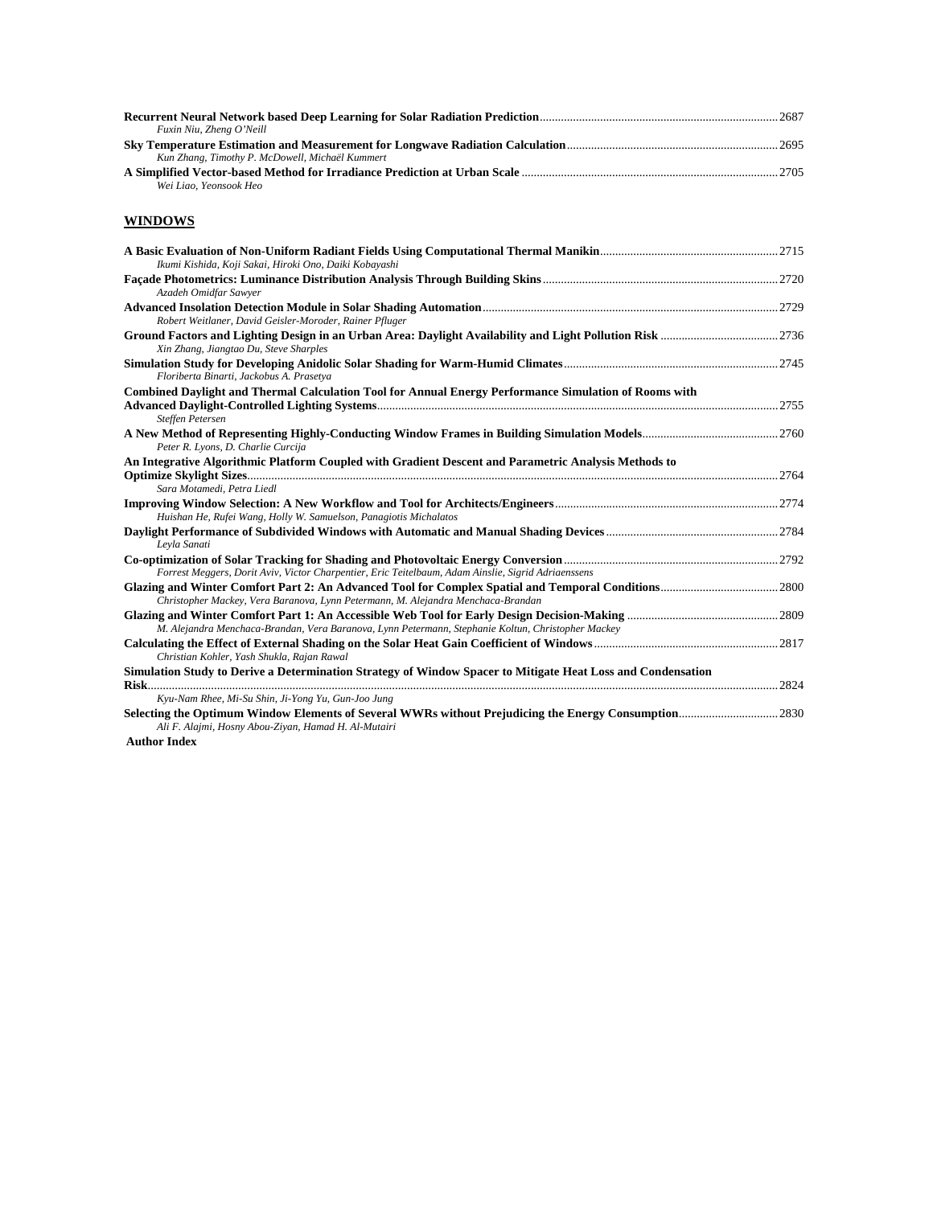**Recurrent Neural Network based Deep Learning for Solar Radiation Prediction**.............................................................................2687
*Fuxin Niu, Zheng O'Neill*

**Sky Temperature Estimation and Measurement for Longwave Radiation Calculation**....................................................................2695
*Kun Zhang, Timothy P. McDowell, Michaël Kummert*

**A Simplified Vector-based Method for Irradiance Prediction at Urban Scale**....................................................................................2705
*Wei Liao, Yeonsook Heo*

## WINDOWS

**A Basic Evaluation of Non-Uniform Radiant Fields Using Computational Thermal Manikin**..........................................................2715
*Ikumi Kishida, Koji Sakai, Hiroki Ono, Daiki Kobayashi*

**Façade Photometrics: Luminance Distribution Analysis Through Building Skins**............................................................................2720
*Azadeh Omidfar Sawyer*

**Advanced Insolation Detection Module in Solar Shading Automation**.................................................................................................2729
*Robert Weitlaner, David Geisler-Moroder, Rainer Pfluger*

**Ground Factors and Lighting Design in an Urban Area: Daylight Availability and Light Pollution Risk** ......................................2736
*Xin Zhang, Jiangtao Du, Steve Sharples*

**Simulation Study for Developing Anidolic Solar Shading for Warm-Humid Climates**......................................................................2745
*Floriberta Binarti, Jackobus A. Prasetya*

**Combined Daylight and Thermal Calculation Tool for Annual Energy Performance Simulation of Rooms with Advanced Daylight-Controlled Lighting Systems**...................................................................................................................................2755
*Steffen Petersen*

**A New Method of Representing Highly-Conducting Window Frames in Building Simulation Models**............................................2760
*Peter R. Lyons, D. Charlie Curcija*

**An Integrative Algorithmic Platform Coupled with Gradient Descent and Parametric Analysis Methods to Optimize Skylight Sizes**..........................................................................................................................................................................2764
*Sara Motamedi, Petra Liedl*

**Improving Window Selection: A New Workflow and Tool for Architects/Engineers**.........................................................................2774
*Huishan He, Rufei Wang, Holly W. Samuelson, Panagiotis Michalatos*

**Daylight Performance of Subdivided Windows with Automatic and Manual Shading Devices**........................................................2784
*Leyla Sanati*

**Co-optimization of Solar Tracking for Shading and Photovoltaic Energy Conversion**......................................................................2792
*Forrest Meggers, Dorit Aviv, Victor Charpentier, Eric Teitelbaum, Adam Ainslie, Sigrid Adriaenssens*

**Glazing and Winter Comfort Part 2: An Advanced Tool for Complex Spatial and Temporal Conditions**......................................2800
*Christopher Mackey, Vera Baranova, Lynn Petermann, M. Alejandra Menchaca-Brandan*

**Glazing and Winter Comfort Part 1: An Accessible Web Tool for Early Design Decision-Making** .................................................2809
*M. Alejandra Menchaca-Brandan, Vera Baranova, Lynn Petermann, Stephanie Koltun, Christopher Mackey*

**Calculating the Effect of External Shading on the Solar Heat Gain Coefficient of Windows**............................................................2817
*Christian Kohler, Yash Shukla, Rajan Rawal*

**Simulation Study to Derive a Determination Strategy of Window Spacer to Mitigate Heat Loss and Condensation Risk**..................................................................................................................................................................................................2824
*Kyu-Nam Rhee, Mi-Su Shin, Ji-Yong Yu, Gun-Joo Jung*

**Selecting the Optimum Window Elements of Several WWRs without Prejudicing the Energy Consumption**................................2830
*Ali F. Alajmi, Hosny Abou-Ziyan, Hamad H. Al-Mutairi*

**Author Index**